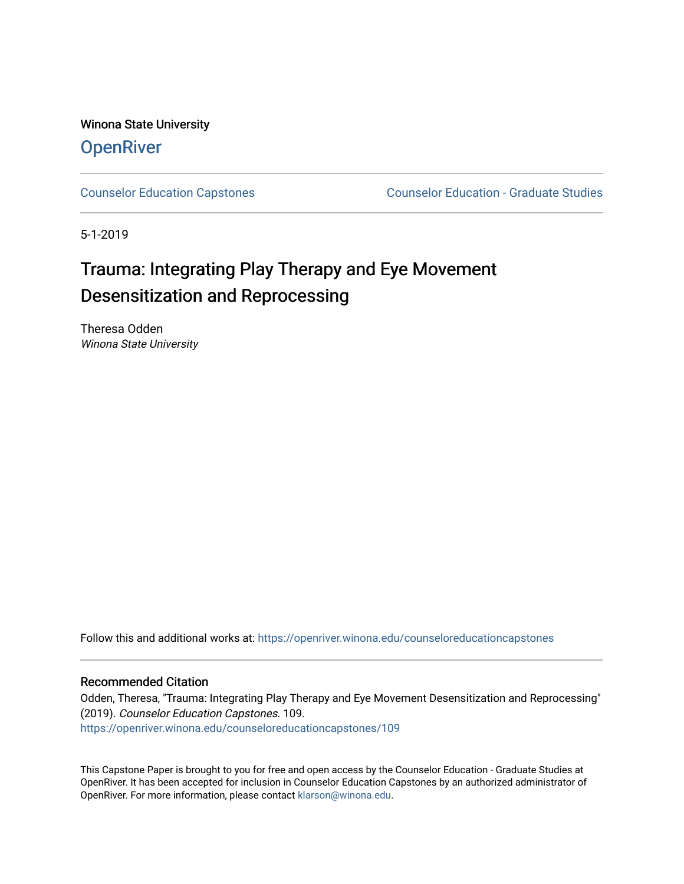Winona State University

# OpenRiver

Counselor Education Capstones | Counselor Education - Graduate Studies

5-1-2019

# Trauma: Integrating Play Therapy and Eye Movement Desensitization and Reprocessing

Theresa Odden
*Winona State University*

Follow this and additional works at: https://openriver.winona.edu/counseloreducationcapstones

## Recommended Citation

Odden, Theresa, "Trauma: Integrating Play Therapy and Eye Movement Desensitization and Reprocessing" (2019). *Counselor Education Capstones*. 109.
https://openriver.winona.edu/counseloreducationcapstones/109

This Capstone Paper is brought to you for free and open access by the Counselor Education - Graduate Studies at OpenRiver. It has been accepted for inclusion in Counselor Education Capstones by an authorized administrator of OpenRiver. For more information, please contact klarson@winona.edu.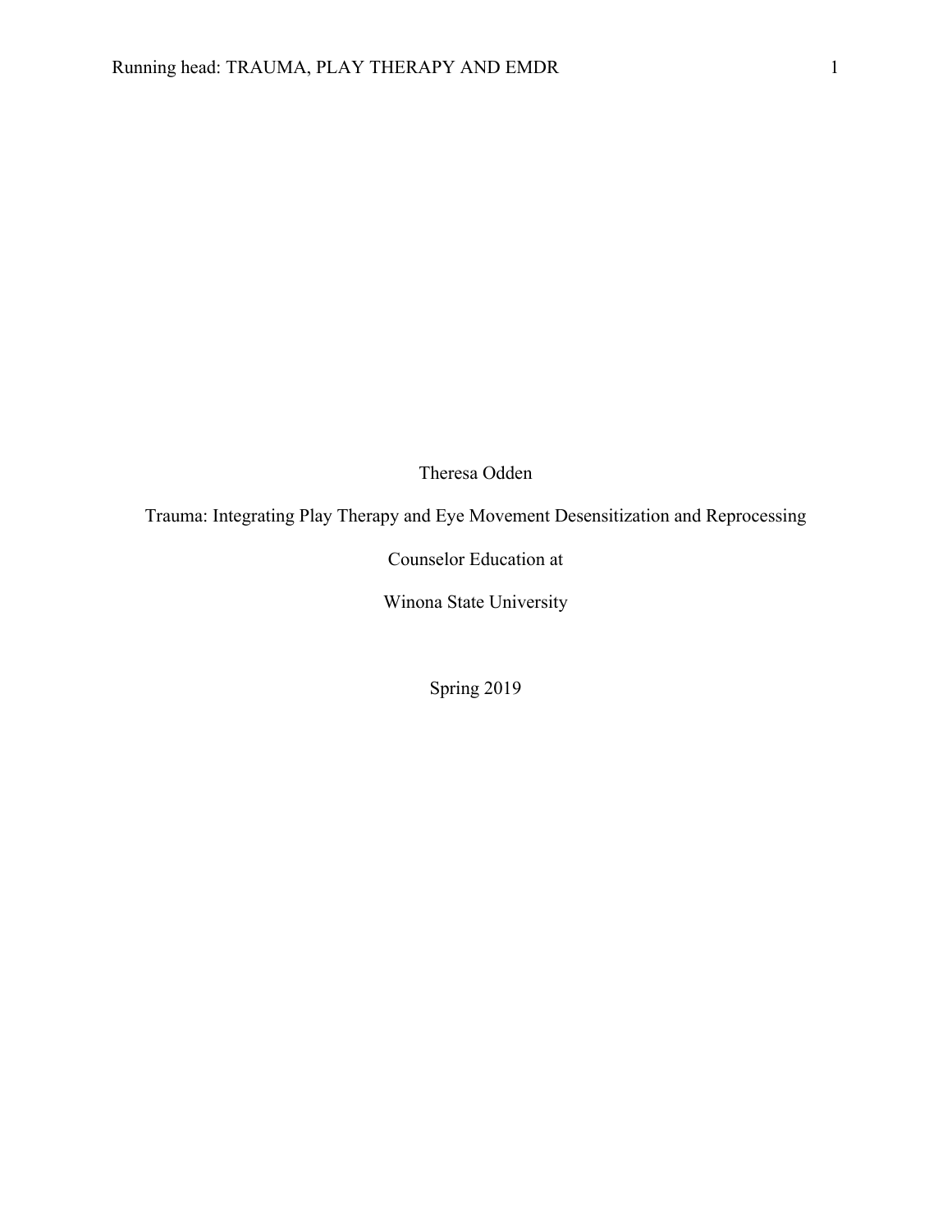Theresa Odden

Trauma: Integrating Play Therapy and Eye Movement Desensitization and Reprocessing

Counselor Education at

Winona State University

Spring 2019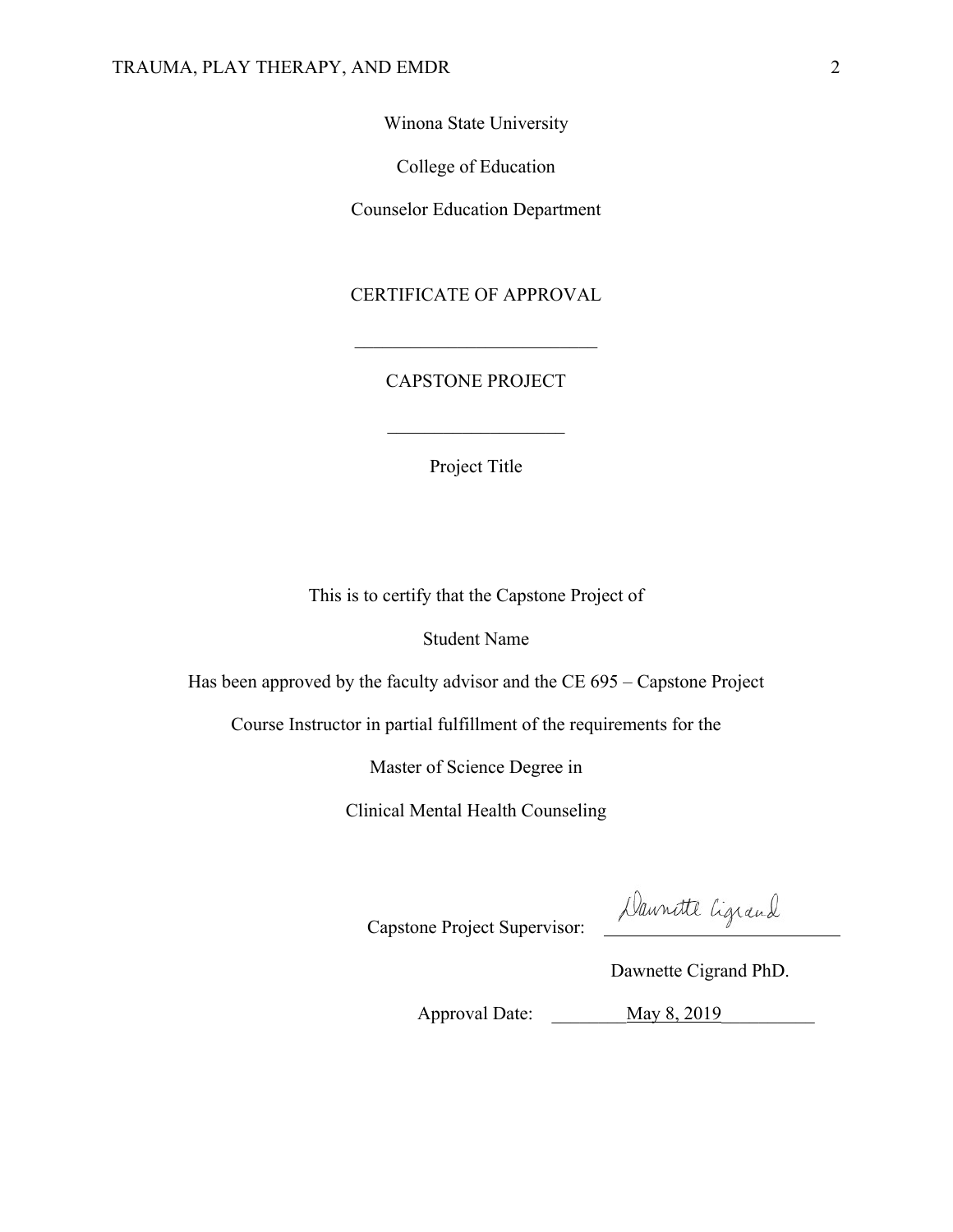Winona State University

College of Education

Counselor Education Department

CERTIFICATE OF APPROVAL

___________________________

CAPSTONE PROJECT

___________________

Project Title

This is to certify that the Capstone Project of

Student Name

Has been approved by the faculty advisor and the CE 695 – Capstone Project

Course Instructor in partial fulfillment of the requirements for the

Master of Science Degree in

Clinical Mental Health Counseling

Capstone Project Supervisor: ___________________________

Dawnette Cigrand PhD.

Approval Date: ________May 8, 2019__________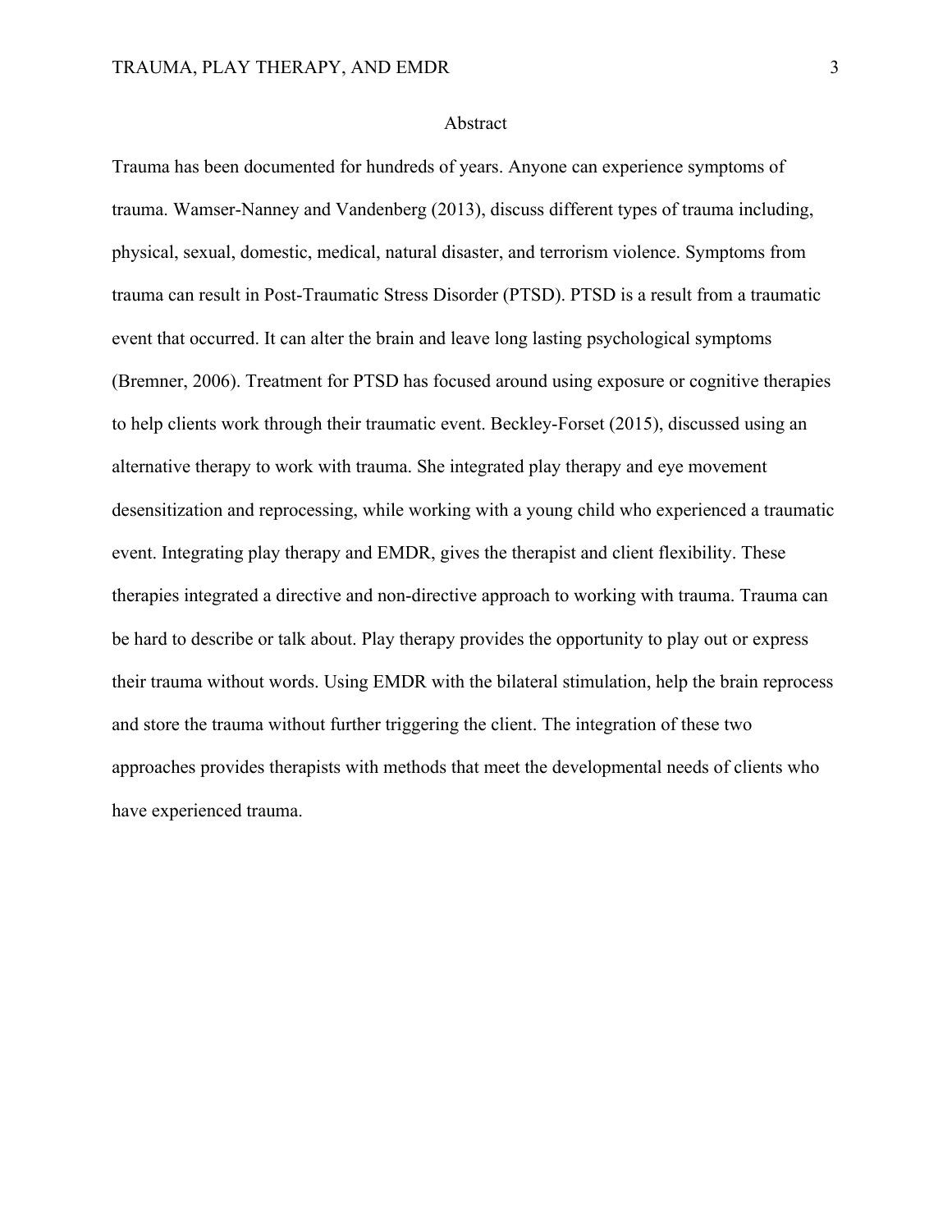# Abstract

Trauma has been documented for hundreds of years. Anyone can experience symptoms of trauma. Wamser-Nanney and Vandenberg (2013), discuss different types of trauma including, physical, sexual, domestic, medical, natural disaster, and terrorism violence. Symptoms from trauma can result in Post-Traumatic Stress Disorder (PTSD). PTSD is a result from a traumatic event that occurred. It can alter the brain and leave long lasting psychological symptoms (Bremner, 2006). Treatment for PTSD has focused around using exposure or cognitive therapies to help clients work through their traumatic event. Beckley-Forset (2015), discussed using an alternative therapy to work with trauma. She integrated play therapy and eye movement desensitization and reprocessing, while working with a young child who experienced a traumatic event. Integrating play therapy and EMDR, gives the therapist and client flexibility. These therapies integrated a directive and non-directive approach to working with trauma. Trauma can be hard to describe or talk about. Play therapy provides the opportunity to play out or express their trauma without words. Using EMDR with the bilateral stimulation, help the brain reprocess and store the trauma without further triggering the client. The integration of these two approaches provides therapists with methods that meet the developmental needs of clients who have experienced trauma.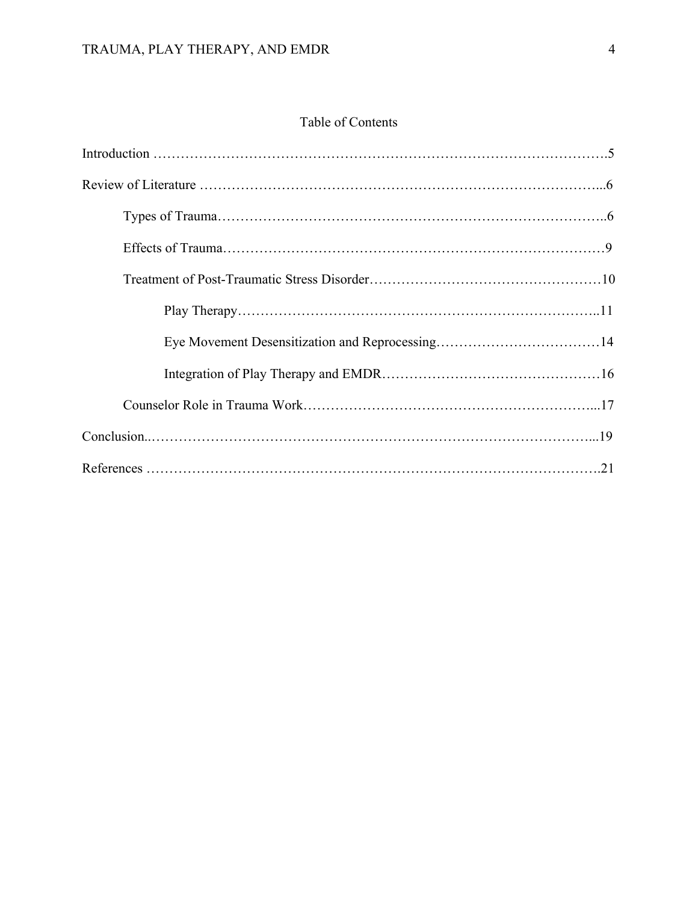# Table of Contents

Introduction ……………………………………………………………………………………….5

Review of Literature ……………………………………………………………………………...6

- Types of Trauma………………………………………………………………………...6
- Effects of Trauma………………………………………………………………………9
- Treatment of Post-Traumatic Stress Disorder……………………………………………10
  - Play Therapy………………………………………………………………………..11
  - Eye Movement Desensitization and Reprocessing………………………………14
  - Integration of Play Therapy and EMDR…………………………………………16
- Counselor Role in Trauma Work…………………………………………………………...17

Conclusion..………………………………………………………………………………………...19

References ………………………………………………………………………………………….21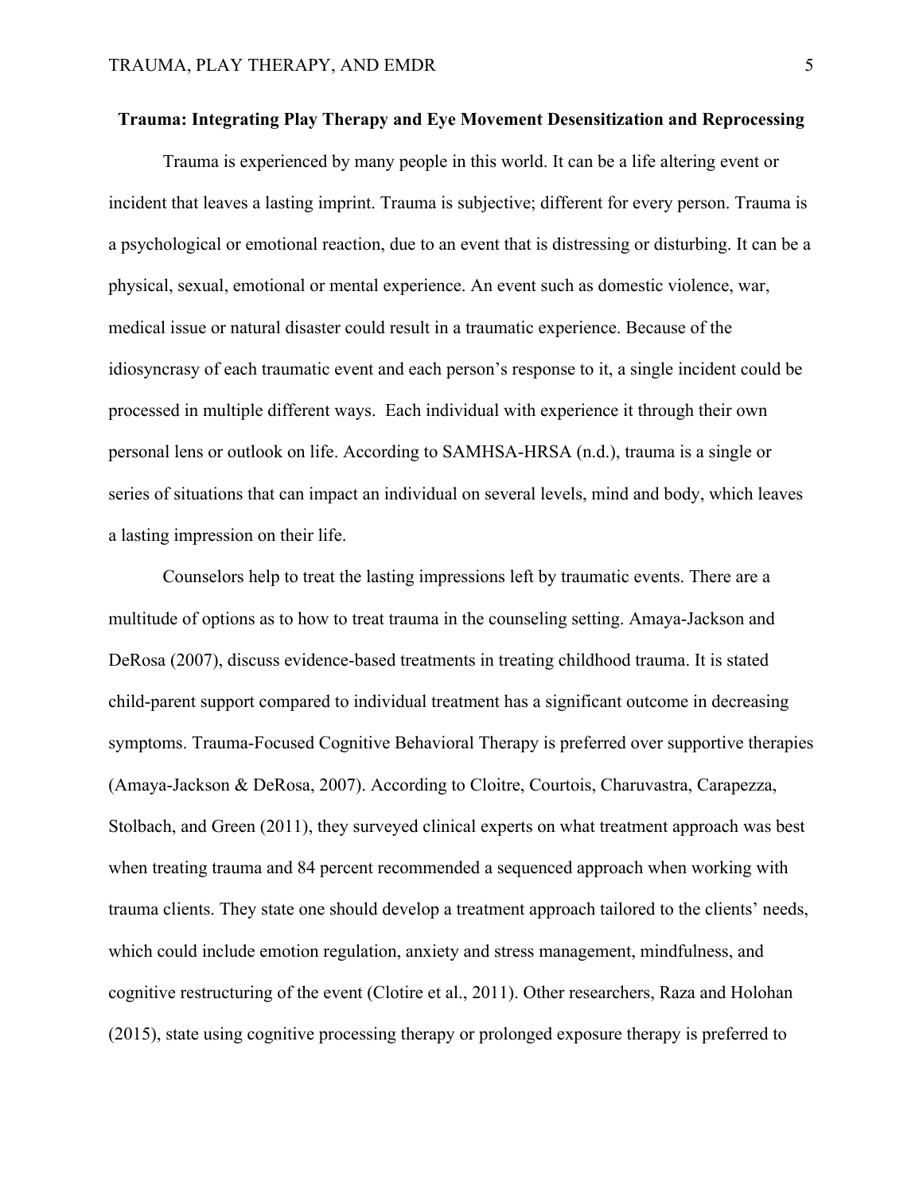**Trauma: Integrating Play Therapy and Eye Movement Desensitization and Reprocessing**

Trauma is experienced by many people in this world. It can be a life altering event or incident that leaves a lasting imprint. Trauma is subjective; different for every person. Trauma is a psychological or emotional reaction, due to an event that is distressing or disturbing. It can be a physical, sexual, emotional or mental experience. An event such as domestic violence, war, medical issue or natural disaster could result in a traumatic experience. Because of the idiosyncrasy of each traumatic event and each person's response to it, a single incident could be processed in multiple different ways. Each individual with experience it through their own personal lens or outlook on life. According to SAMHSA-HRSA (n.d.), trauma is a single or series of situations that can impact an individual on several levels, mind and body, which leaves a lasting impression on their life.

Counselors help to treat the lasting impressions left by traumatic events. There are a multitude of options as to how to treat trauma in the counseling setting. Amaya-Jackson and DeRosa (2007), discuss evidence-based treatments in treating childhood trauma. It is stated child-parent support compared to individual treatment has a significant outcome in decreasing symptoms. Trauma-Focused Cognitive Behavioral Therapy is preferred over supportive therapies (Amaya-Jackson & DeRosa, 2007). According to Cloitre, Courtois, Charuvastra, Carapezza, Stolbach, and Green (2011), they surveyed clinical experts on what treatment approach was best when treating trauma and 84 percent recommended a sequenced approach when working with trauma clients. They state one should develop a treatment approach tailored to the clients' needs, which could include emotion regulation, anxiety and stress management, mindfulness, and cognitive restructuring of the event (Clotire et al., 2011). Other researchers, Raza and Holohan (2015), state using cognitive processing therapy or prolonged exposure therapy is preferred to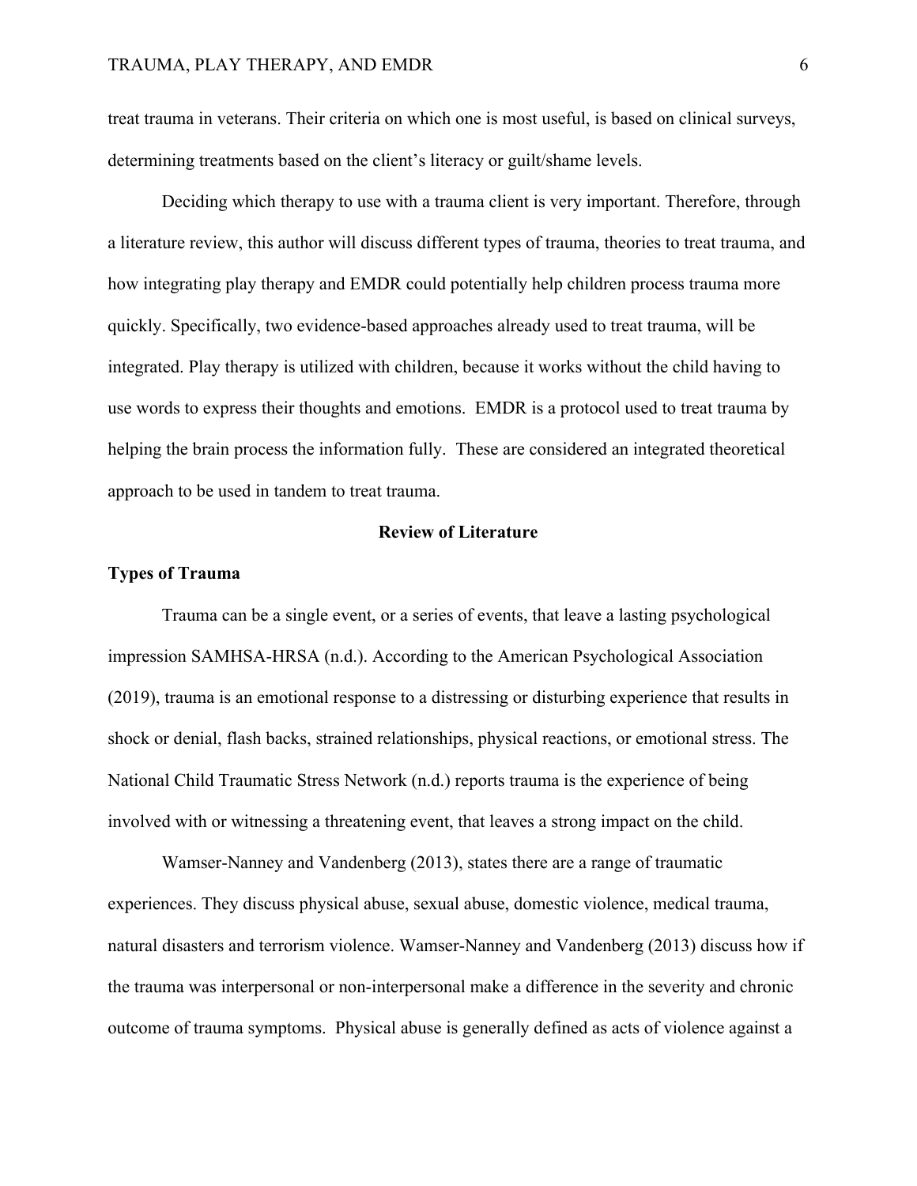treat trauma in veterans. Their criteria on which one is most useful, is based on clinical surveys, determining treatments based on the client's literacy or guilt/shame levels.

Deciding which therapy to use with a trauma client is very important. Therefore, through a literature review, this author will discuss different types of trauma, theories to treat trauma, and how integrating play therapy and EMDR could potentially help children process trauma more quickly. Specifically, two evidence-based approaches already used to treat trauma, will be integrated. Play therapy is utilized with children, because it works without the child having to use words to express their thoughts and emotions. EMDR is a protocol used to treat trauma by helping the brain process the information fully. These are considered an integrated theoretical approach to be used in tandem to treat trauma.

## Review of Literature

### Types of Trauma

Trauma can be a single event, or a series of events, that leave a lasting psychological impression SAMHSA-HRSA (n.d.). According to the American Psychological Association (2019), trauma is an emotional response to a distressing or disturbing experience that results in shock or denial, flash backs, strained relationships, physical reactions, or emotional stress. The National Child Traumatic Stress Network (n.d.) reports trauma is the experience of being involved with or witnessing a threatening event, that leaves a strong impact on the child.

Wamser-Nanney and Vandenberg (2013), states there are a range of traumatic experiences. They discuss physical abuse, sexual abuse, domestic violence, medical trauma, natural disasters and terrorism violence. Wamser-Nanney and Vandenberg (2013) discuss how if the trauma was interpersonal or non-interpersonal make a difference in the severity and chronic outcome of trauma symptoms. Physical abuse is generally defined as acts of violence against a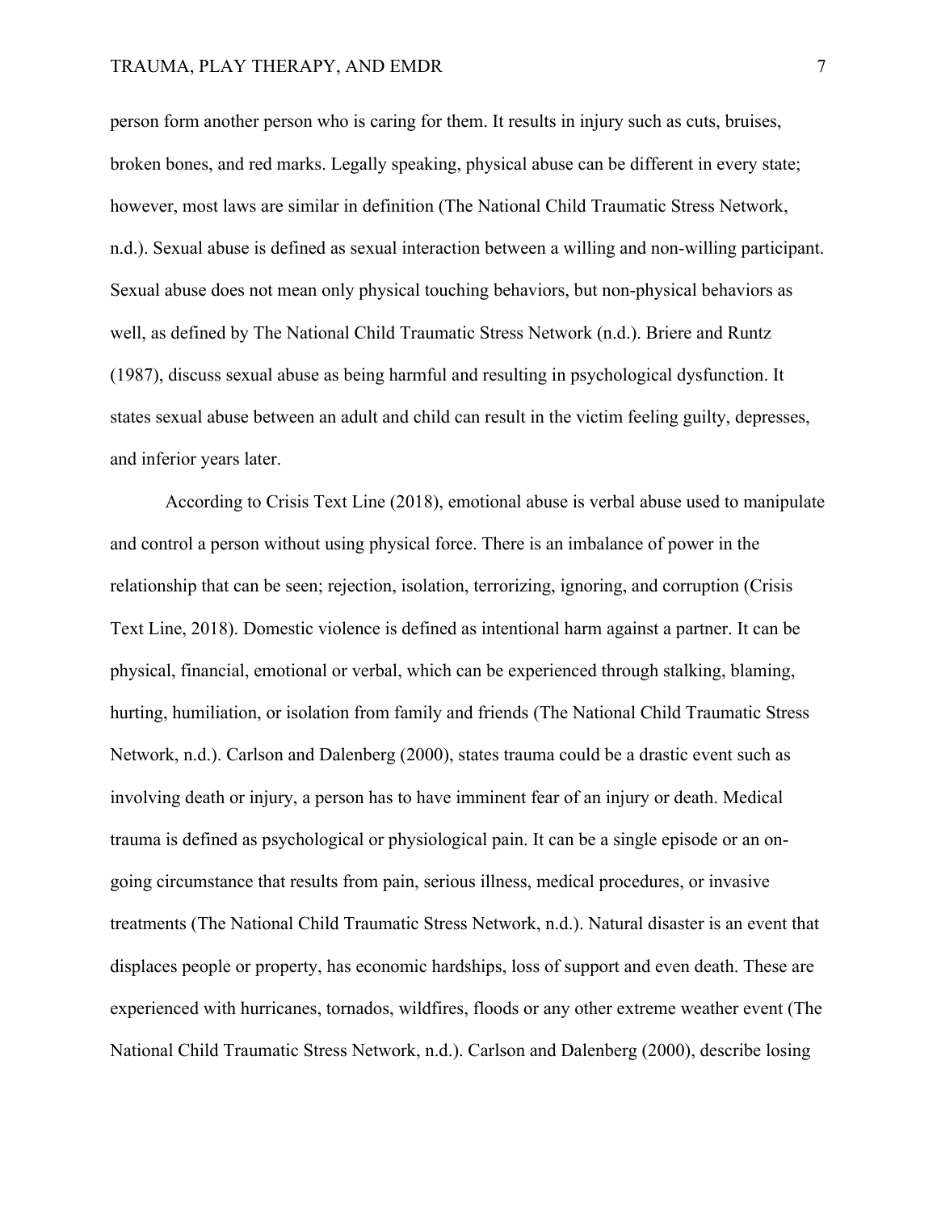person form another person who is caring for them. It results in injury such as cuts, bruises, broken bones, and red marks. Legally speaking, physical abuse can be different in every state; however, most laws are similar in definition (The National Child Traumatic Stress Network, n.d.). Sexual abuse is defined as sexual interaction between a willing and non-willing participant. Sexual abuse does not mean only physical touching behaviors, but non-physical behaviors as well, as defined by The National Child Traumatic Stress Network (n.d.). Briere and Runtz (1987), discuss sexual abuse as being harmful and resulting in psychological dysfunction. It states sexual abuse between an adult and child can result in the victim feeling guilty, depresses, and inferior years later.

According to Crisis Text Line (2018), emotional abuse is verbal abuse used to manipulate and control a person without using physical force. There is an imbalance of power in the relationship that can be seen; rejection, isolation, terrorizing, ignoring, and corruption (Crisis Text Line, 2018). Domestic violence is defined as intentional harm against a partner. It can be physical, financial, emotional or verbal, which can be experienced through stalking, blaming, hurting, humiliation, or isolation from family and friends (The National Child Traumatic Stress Network, n.d.). Carlson and Dalenberg (2000), states trauma could be a drastic event such as involving death or injury, a person has to have imminent fear of an injury or death. Medical trauma is defined as psychological or physiological pain. It can be a single episode or an on-going circumstance that results from pain, serious illness, medical procedures, or invasive treatments (The National Child Traumatic Stress Network, n.d.). Natural disaster is an event that displaces people or property, has economic hardships, loss of support and even death. These are experienced with hurricanes, tornados, wildfires, floods or any other extreme weather event (The National Child Traumatic Stress Network, n.d.). Carlson and Dalenberg (2000), describe losing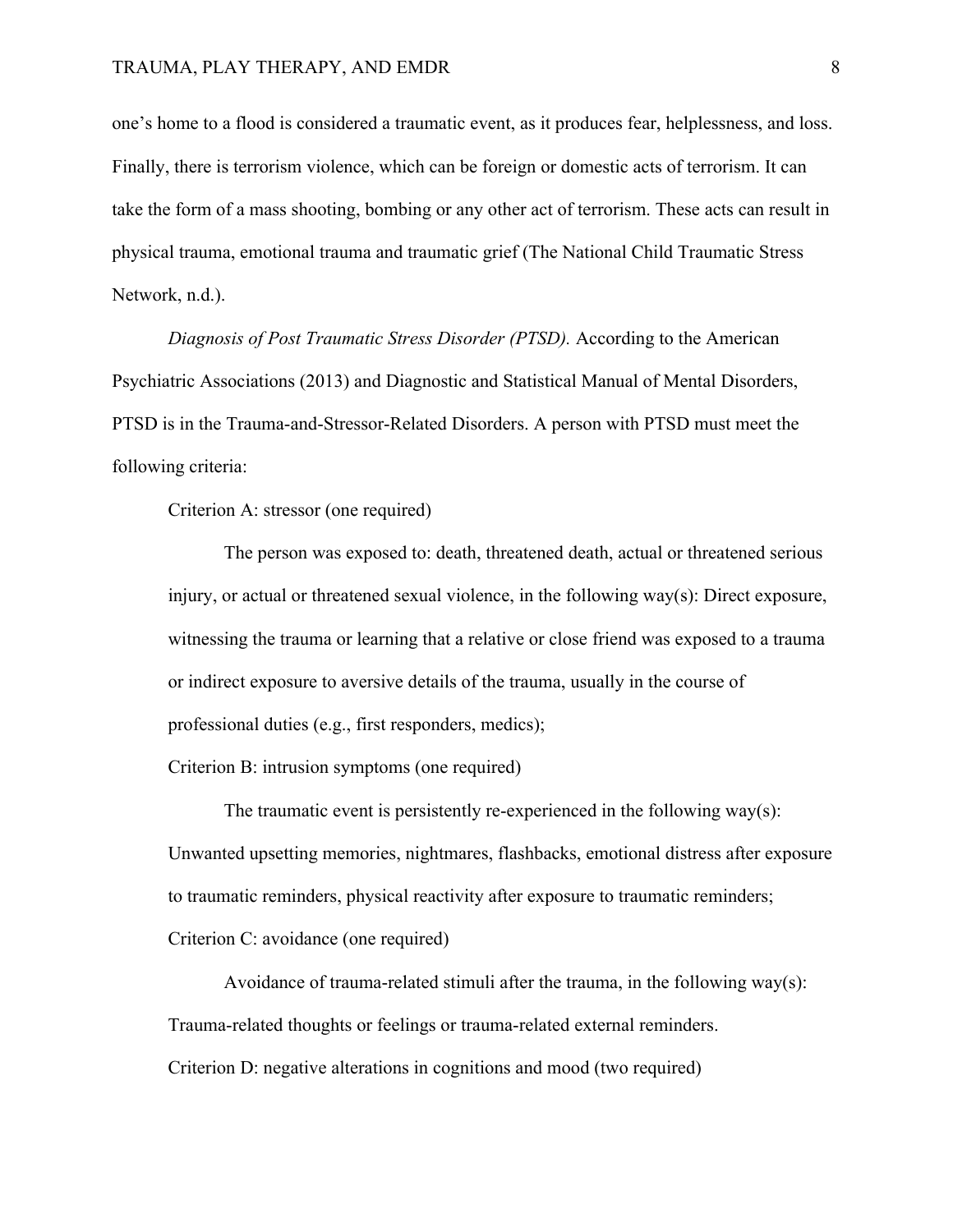one's home to a flood is considered a traumatic event, as it produces fear, helplessness, and loss. Finally, there is terrorism violence, which can be foreign or domestic acts of terrorism. It can take the form of a mass shooting, bombing or any other act of terrorism. These acts can result in physical trauma, emotional trauma and traumatic grief (The National Child Traumatic Stress Network, n.d.).

*Diagnosis of Post Traumatic Stress Disorder (PTSD).* According to the American Psychiatric Associations (2013) and Diagnostic and Statistical Manual of Mental Disorders, PTSD is in the Trauma-and-Stressor-Related Disorders. A person with PTSD must meet the following criteria:

Criterion A: stressor (one required)

> The person was exposed to: death, threatened death, actual or threatened serious injury, or actual or threatened sexual violence, in the following way(s): Direct exposure, witnessing the trauma or learning that a relative or close friend was exposed to a trauma or indirect exposure to aversive details of the trauma, usually in the course of professional duties (e.g., first responders, medics);

Criterion B: intrusion symptoms (one required)

> The traumatic event is persistently re-experienced in the following way(s): Unwanted upsetting memories, nightmares, flashbacks, emotional distress after exposure to traumatic reminders, physical reactivity after exposure to traumatic reminders;

Criterion C: avoidance (one required)

> Avoidance of trauma-related stimuli after the trauma, in the following way(s): Trauma-related thoughts or feelings or trauma-related external reminders.

Criterion D: negative alterations in cognitions and mood (two required)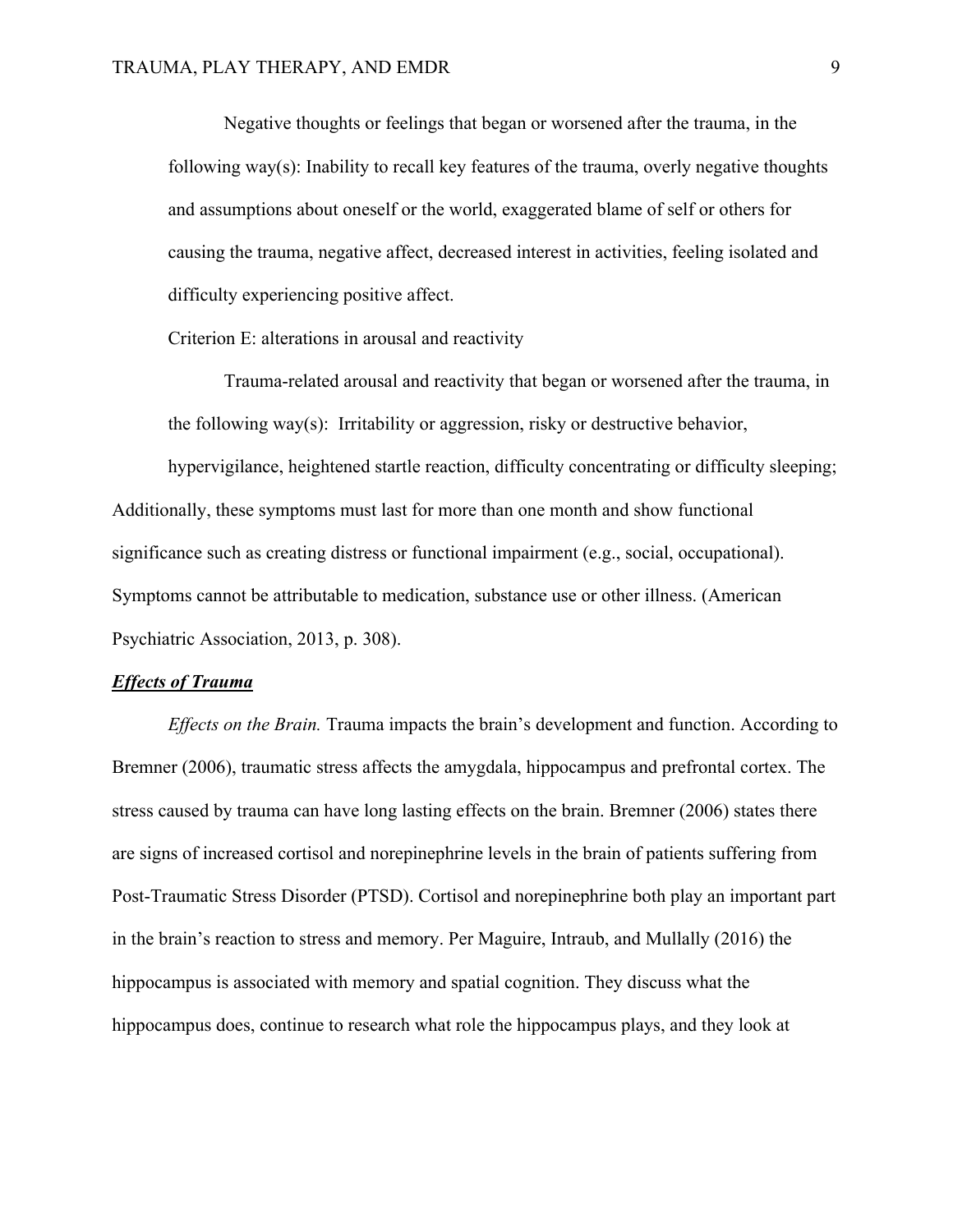Negative thoughts or feelings that began or worsened after the trauma, in the following way(s): Inability to recall key features of the trauma, overly negative thoughts and assumptions about oneself or the world, exaggerated blame of self or others for causing the trauma, negative affect, decreased interest in activities, feeling isolated and difficulty experiencing positive affect.

Criterion E: alterations in arousal and reactivity

Trauma-related arousal and reactivity that began or worsened after the trauma, in the following way(s): Irritability or aggression, risky or destructive behavior, hypervigilance, heightened startle reaction, difficulty concentrating or difficulty sleeping;

Additionally, these symptoms must last for more than one month and show functional significance such as creating distress or functional impairment (e.g., social, occupational). Symptoms cannot be attributable to medication, substance use or other illness. (American Psychiatric Association, 2013, p. 308).

***Effects of Trauma***

*Effects on the Brain.* Trauma impacts the brain's development and function. According to Bremner (2006), traumatic stress affects the amygdala, hippocampus and prefrontal cortex. The stress caused by trauma can have long lasting effects on the brain. Bremner (2006) states there are signs of increased cortisol and norepinephrine levels in the brain of patients suffering from Post-Traumatic Stress Disorder (PTSD). Cortisol and norepinephrine both play an important part in the brain's reaction to stress and memory. Per Maguire, Intraub, and Mullally (2016) the hippocampus is associated with memory and spatial cognition. They discuss what the hippocampus does, continue to research what role the hippocampus plays, and they look at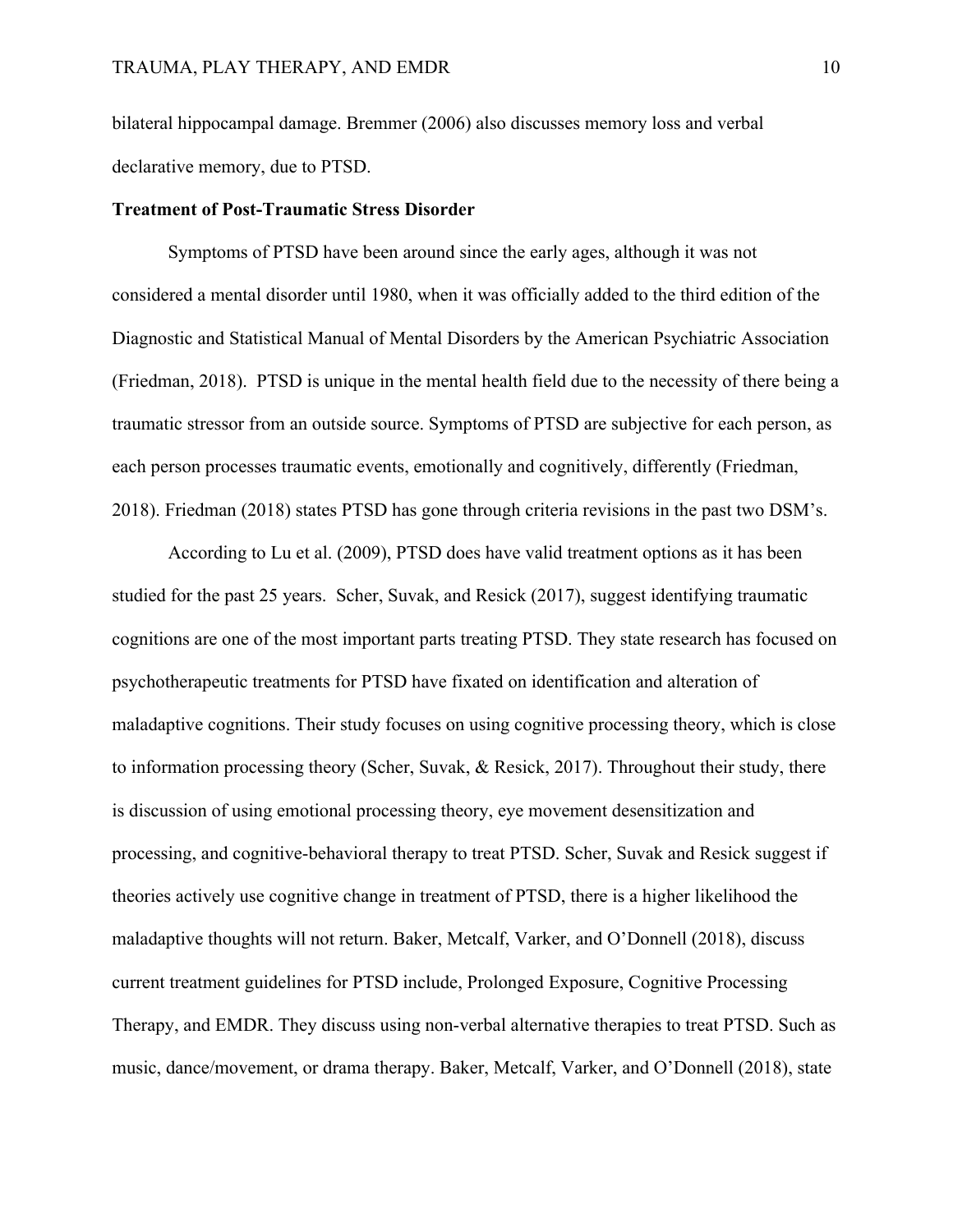bilateral hippocampal damage. Bremmer (2006) also discusses memory loss and verbal declarative memory, due to PTSD.

**Treatment of Post-Traumatic Stress Disorder**

Symptoms of PTSD have been around since the early ages, although it was not considered a mental disorder until 1980, when it was officially added to the third edition of the Diagnostic and Statistical Manual of Mental Disorders by the American Psychiatric Association (Friedman, 2018). PTSD is unique in the mental health field due to the necessity of there being a traumatic stressor from an outside source. Symptoms of PTSD are subjective for each person, as each person processes traumatic events, emotionally and cognitively, differently (Friedman, 2018). Friedman (2018) states PTSD has gone through criteria revisions in the past two DSM's.

According to Lu et al. (2009), PTSD does have valid treatment options as it has been studied for the past 25 years. Scher, Suvak, and Resick (2017), suggest identifying traumatic cognitions are one of the most important parts treating PTSD. They state research has focused on psychotherapeutic treatments for PTSD have fixated on identification and alteration of maladaptive cognitions. Their study focuses on using cognitive processing theory, which is close to information processing theory (Scher, Suvak, & Resick, 2017). Throughout their study, there is discussion of using emotional processing theory, eye movement desensitization and processing, and cognitive-behavioral therapy to treat PTSD. Scher, Suvak and Resick suggest if theories actively use cognitive change in treatment of PTSD, there is a higher likelihood the maladaptive thoughts will not return. Baker, Metcalf, Varker, and O'Donnell (2018), discuss current treatment guidelines for PTSD include, Prolonged Exposure, Cognitive Processing Therapy, and EMDR. They discuss using non-verbal alternative therapies to treat PTSD. Such as music, dance/movement, or drama therapy. Baker, Metcalf, Varker, and O'Donnell (2018), state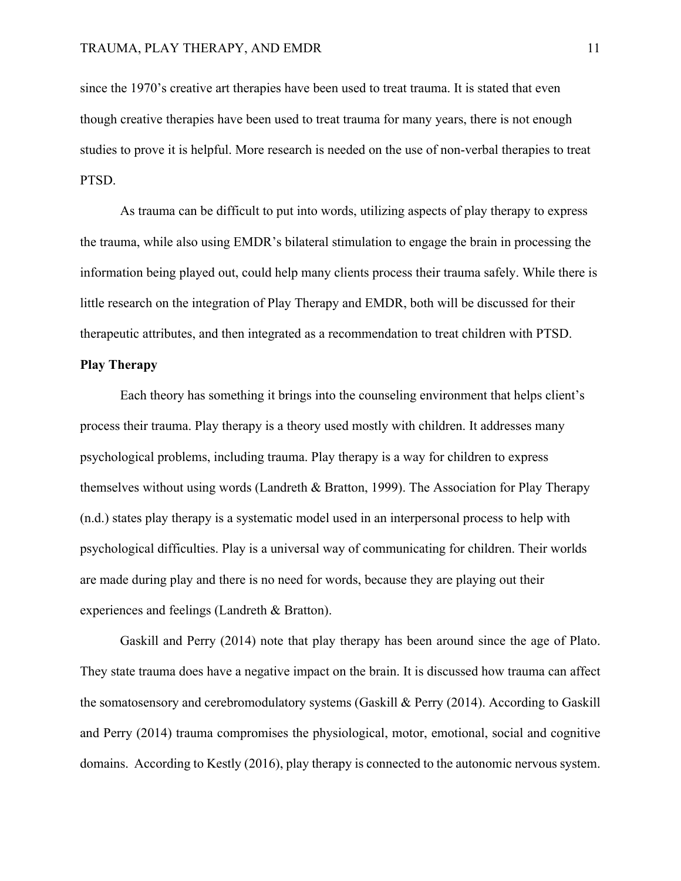since the 1970's creative art therapies have been used to treat trauma. It is stated that even though creative therapies have been used to treat trauma for many years, there is not enough studies to prove it is helpful. More research is needed on the use of non-verbal therapies to treat PTSD.

As trauma can be difficult to put into words, utilizing aspects of play therapy to express the trauma, while also using EMDR's bilateral stimulation to engage the brain in processing the information being played out, could help many clients process their trauma safely. While there is little research on the integration of Play Therapy and EMDR, both will be discussed for their therapeutic attributes, and then integrated as a recommendation to treat children with PTSD.

**Play Therapy**

Each theory has something it brings into the counseling environment that helps client's process their trauma. Play therapy is a theory used mostly with children. It addresses many psychological problems, including trauma. Play therapy is a way for children to express themselves without using words (Landreth & Bratton, 1999). The Association for Play Therapy (n.d.) states play therapy is a systematic model used in an interpersonal process to help with psychological difficulties. Play is a universal way of communicating for children. Their worlds are made during play and there is no need for words, because they are playing out their experiences and feelings (Landreth & Bratton).

Gaskill and Perry (2014) note that play therapy has been around since the age of Plato. They state trauma does have a negative impact on the brain. It is discussed how trauma can affect the somatosensory and cerebromodulatory systems (Gaskill & Perry (2014). According to Gaskill and Perry (2014) trauma compromises the physiological, motor, emotional, social and cognitive domains. According to Kestly (2016), play therapy is connected to the autonomic nervous system.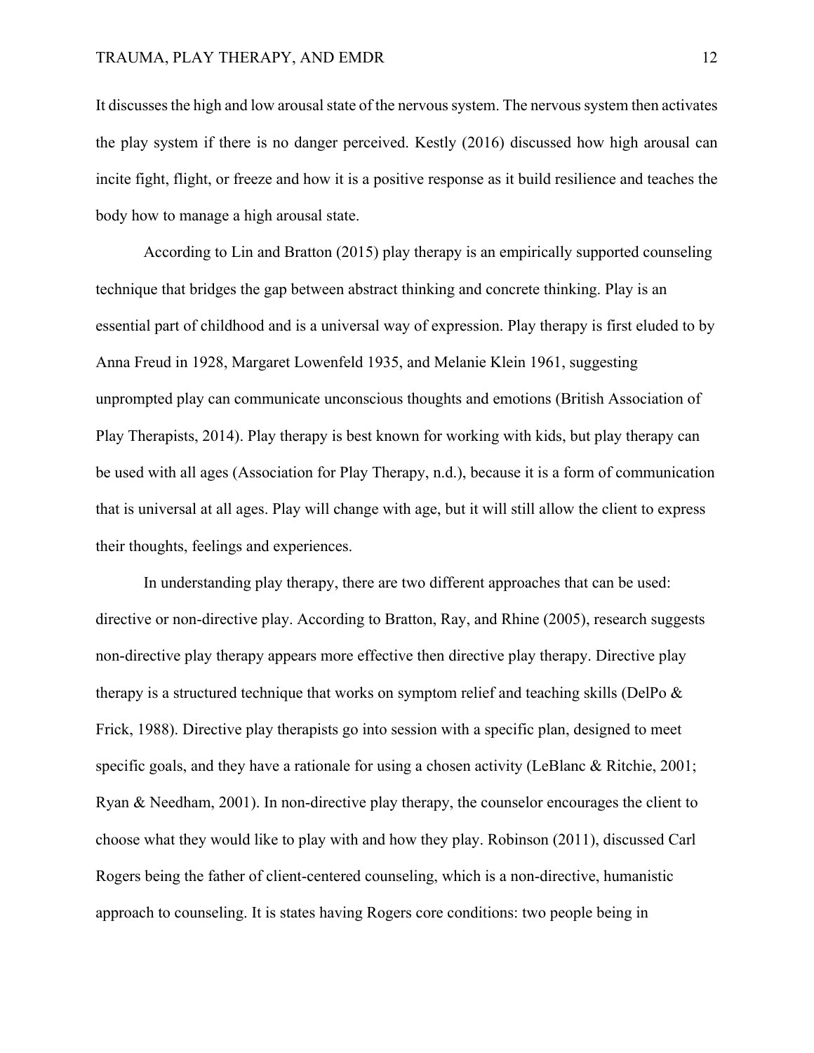It discusses the high and low arousal state of the nervous system. The nervous system then activates the play system if there is no danger perceived. Kestly (2016) discussed how high arousal can incite fight, flight, or freeze and how it is a positive response as it build resilience and teaches the body how to manage a high arousal state.

According to Lin and Bratton (2015) play therapy is an empirically supported counseling technique that bridges the gap between abstract thinking and concrete thinking. Play is an essential part of childhood and is a universal way of expression. Play therapy is first eluded to by Anna Freud in 1928, Margaret Lowenfeld 1935, and Melanie Klein 1961, suggesting unprompted play can communicate unconscious thoughts and emotions (British Association of Play Therapists, 2014). Play therapy is best known for working with kids, but play therapy can be used with all ages (Association for Play Therapy, n.d.), because it is a form of communication that is universal at all ages. Play will change with age, but it will still allow the client to express their thoughts, feelings and experiences.

In understanding play therapy, there are two different approaches that can be used: directive or non-directive play. According to Bratton, Ray, and Rhine (2005), research suggests non-directive play therapy appears more effective then directive play therapy. Directive play therapy is a structured technique that works on symptom relief and teaching skills (DelPo & Frick, 1988). Directive play therapists go into session with a specific plan, designed to meet specific goals, and they have a rationale for using a chosen activity (LeBlanc & Ritchie, 2001; Ryan & Needham, 2001). In non-directive play therapy, the counselor encourages the client to choose what they would like to play with and how they play. Robinson (2011), discussed Carl Rogers being the father of client-centered counseling, which is a non-directive, humanistic approach to counseling. It is states having Rogers core conditions: two people being in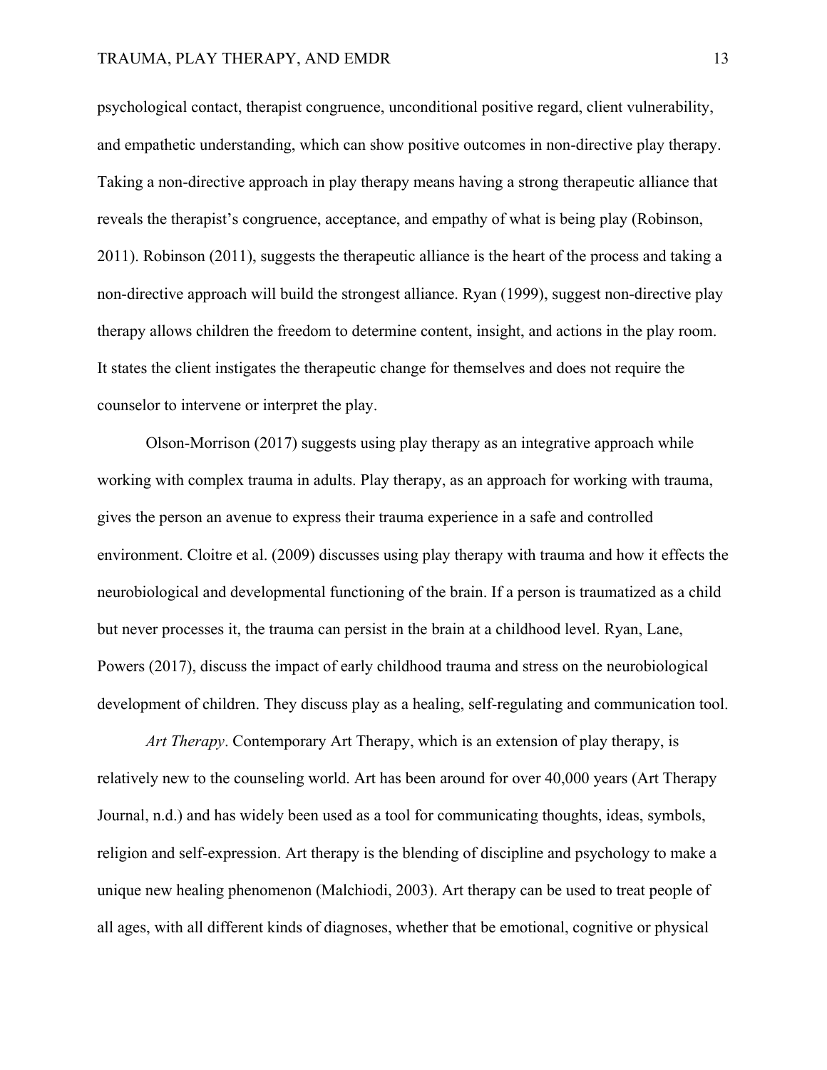psychological contact, therapist congruence, unconditional positive regard, client vulnerability, and empathetic understanding, which can show positive outcomes in non-directive play therapy. Taking a non-directive approach in play therapy means having a strong therapeutic alliance that reveals the therapist's congruence, acceptance, and empathy of what is being play (Robinson, 2011). Robinson (2011), suggests the therapeutic alliance is the heart of the process and taking a non-directive approach will build the strongest alliance. Ryan (1999), suggest non-directive play therapy allows children the freedom to determine content, insight, and actions in the play room. It states the client instigates the therapeutic change for themselves and does not require the counselor to intervene or interpret the play.

Olson-Morrison (2017) suggests using play therapy as an integrative approach while working with complex trauma in adults. Play therapy, as an approach for working with trauma, gives the person an avenue to express their trauma experience in a safe and controlled environment. Cloitre et al. (2009) discusses using play therapy with trauma and how it effects the neurobiological and developmental functioning of the brain. If a person is traumatized as a child but never processes it, the trauma can persist in the brain at a childhood level. Ryan, Lane, Powers (2017), discuss the impact of early childhood trauma and stress on the neurobiological development of children. They discuss play as a healing, self-regulating and communication tool.

*Art Therapy*. Contemporary Art Therapy, which is an extension of play therapy, is relatively new to the counseling world. Art has been around for over 40,000 years (Art Therapy Journal, n.d.) and has widely been used as a tool for communicating thoughts, ideas, symbols, religion and self-expression. Art therapy is the blending of discipline and psychology to make a unique new healing phenomenon (Malchiodi, 2003). Art therapy can be used to treat people of all ages, with all different kinds of diagnoses, whether that be emotional, cognitive or physical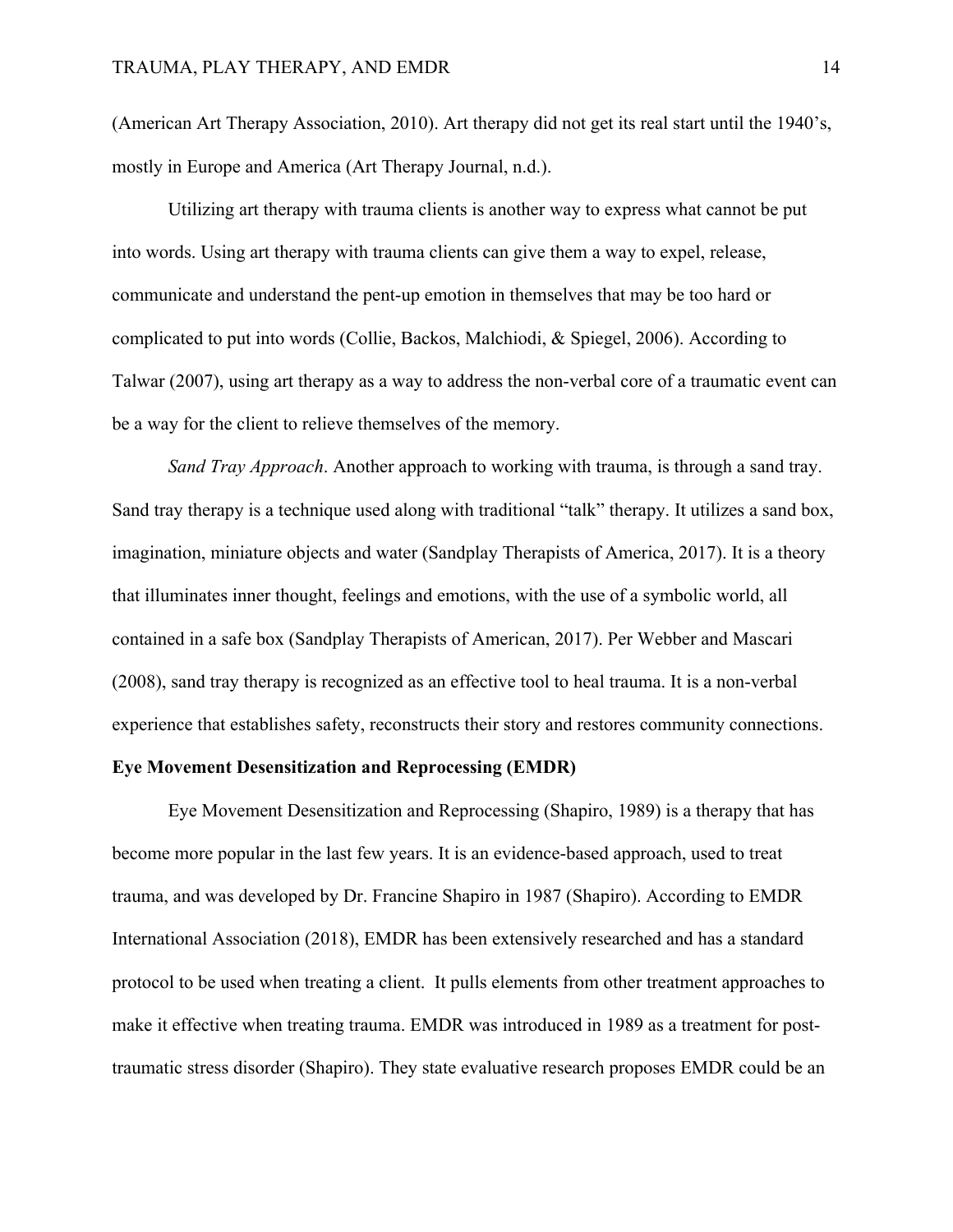(American Art Therapy Association, 2010). Art therapy did not get its real start until the 1940's, mostly in Europe and America (Art Therapy Journal, n.d.).

Utilizing art therapy with trauma clients is another way to express what cannot be put into words. Using art therapy with trauma clients can give them a way to expel, release, communicate and understand the pent-up emotion in themselves that may be too hard or complicated to put into words (Collie, Backos, Malchiodi, & Spiegel, 2006). According to Talwar (2007), using art therapy as a way to address the non-verbal core of a traumatic event can be a way for the client to relieve themselves of the memory.

*Sand Tray Approach*. Another approach to working with trauma, is through a sand tray. Sand tray therapy is a technique used along with traditional "talk" therapy. It utilizes a sand box, imagination, miniature objects and water (Sandplay Therapists of America, 2017). It is a theory that illuminates inner thought, feelings and emotions, with the use of a symbolic world, all contained in a safe box (Sandplay Therapists of American, 2017). Per Webber and Mascari (2008), sand tray therapy is recognized as an effective tool to heal trauma. It is a non-verbal experience that establishes safety, reconstructs their story and restores community connections.

**Eye Movement Desensitization and Reprocessing (EMDR)**

Eye Movement Desensitization and Reprocessing (Shapiro, 1989) is a therapy that has become more popular in the last few years. It is an evidence-based approach, used to treat trauma, and was developed by Dr. Francine Shapiro in 1987 (Shapiro). According to EMDR International Association (2018), EMDR has been extensively researched and has a standard protocol to be used when treating a client. It pulls elements from other treatment approaches to make it effective when treating trauma. EMDR was introduced in 1989 as a treatment for post-traumatic stress disorder (Shapiro). They state evaluative research proposes EMDR could be an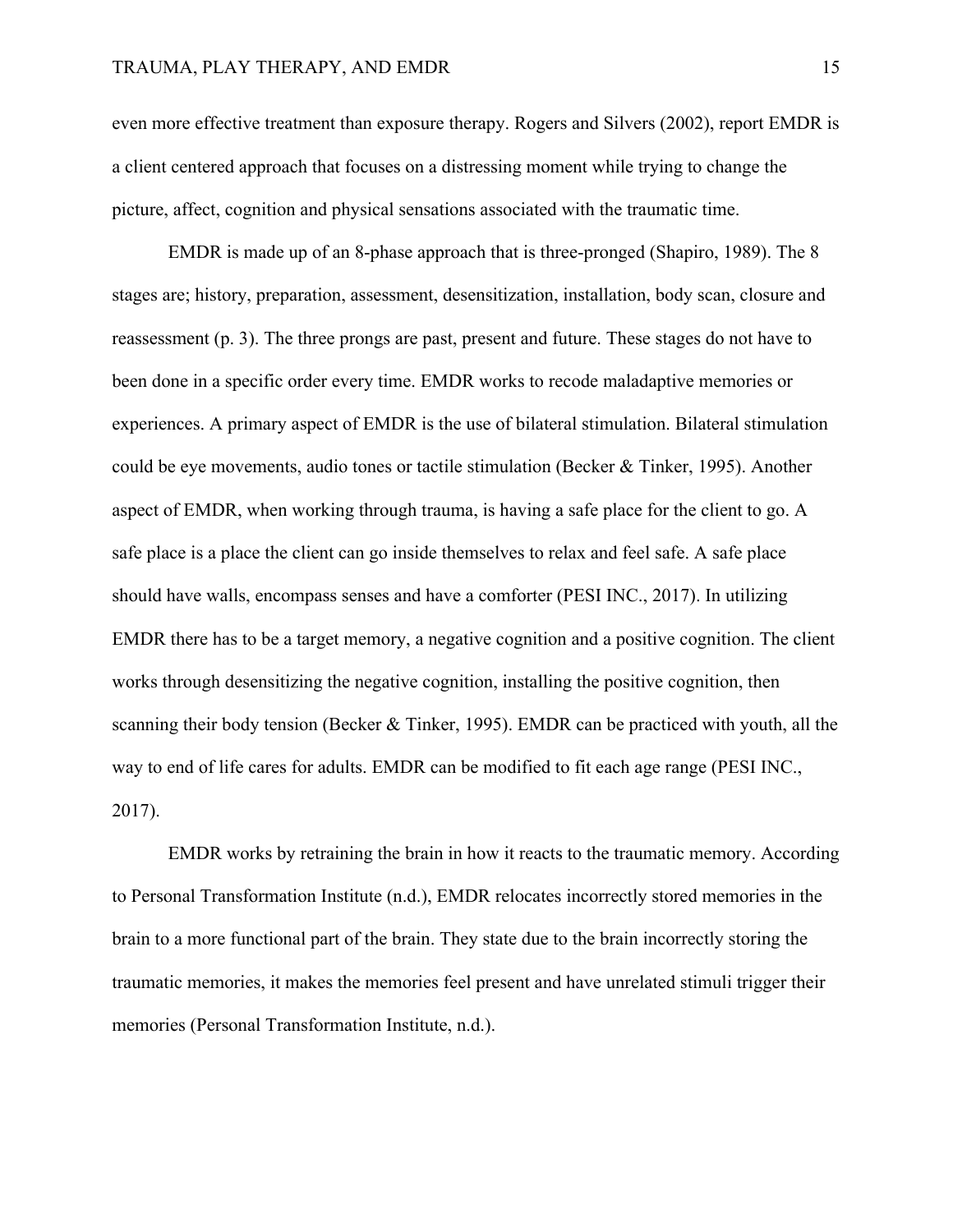even more effective treatment than exposure therapy. Rogers and Silvers (2002), report EMDR is a client centered approach that focuses on a distressing moment while trying to change the picture, affect, cognition and physical sensations associated with the traumatic time.

EMDR is made up of an 8-phase approach that is three-pronged (Shapiro, 1989). The 8 stages are; history, preparation, assessment, desensitization, installation, body scan, closure and reassessment (p. 3). The three prongs are past, present and future. These stages do not have to been done in a specific order every time. EMDR works to recode maladaptive memories or experiences. A primary aspect of EMDR is the use of bilateral stimulation. Bilateral stimulation could be eye movements, audio tones or tactile stimulation (Becker & Tinker, 1995). Another aspect of EMDR, when working through trauma, is having a safe place for the client to go. A safe place is a place the client can go inside themselves to relax and feel safe. A safe place should have walls, encompass senses and have a comforter (PESI INC., 2017). In utilizing EMDR there has to be a target memory, a negative cognition and a positive cognition. The client works through desensitizing the negative cognition, installing the positive cognition, then scanning their body tension (Becker & Tinker, 1995). EMDR can be practiced with youth, all the way to end of life cares for adults. EMDR can be modified to fit each age range (PESI INC., 2017).

EMDR works by retraining the brain in how it reacts to the traumatic memory. According to Personal Transformation Institute (n.d.), EMDR relocates incorrectly stored memories in the brain to a more functional part of the brain. They state due to the brain incorrectly storing the traumatic memories, it makes the memories feel present and have unrelated stimuli trigger their memories (Personal Transformation Institute, n.d.).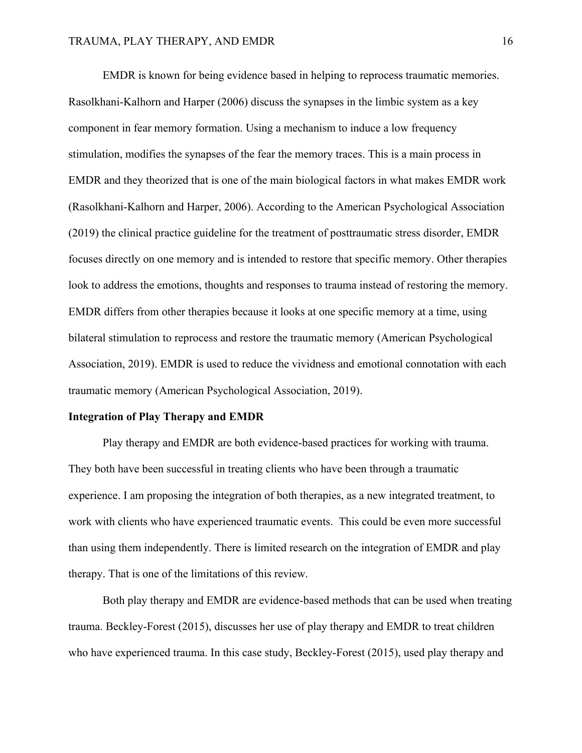EMDR is known for being evidence based in helping to reprocess traumatic memories. Rasolkhani-Kalhorn and Harper (2006) discuss the synapses in the limbic system as a key component in fear memory formation. Using a mechanism to induce a low frequency stimulation, modifies the synapses of the fear the memory traces. This is a main process in EMDR and they theorized that is one of the main biological factors in what makes EMDR work (Rasolkhani-Kalhorn and Harper, 2006). According to the American Psychological Association (2019) the clinical practice guideline for the treatment of posttraumatic stress disorder, EMDR focuses directly on one memory and is intended to restore that specific memory. Other therapies look to address the emotions, thoughts and responses to trauma instead of restoring the memory. EMDR differs from other therapies because it looks at one specific memory at a time, using bilateral stimulation to reprocess and restore the traumatic memory (American Psychological Association, 2019). EMDR is used to reduce the vividness and emotional connotation with each traumatic memory (American Psychological Association, 2019).

**Integration of Play Therapy and EMDR**

Play therapy and EMDR are both evidence-based practices for working with trauma. They both have been successful in treating clients who have been through a traumatic experience. I am proposing the integration of both therapies, as a new integrated treatment, to work with clients who have experienced traumatic events. This could be even more successful than using them independently. There is limited research on the integration of EMDR and play therapy. That is one of the limitations of this review.

Both play therapy and EMDR are evidence-based methods that can be used when treating trauma. Beckley-Forest (2015), discusses her use of play therapy and EMDR to treat children who have experienced trauma. In this case study, Beckley-Forest (2015), used play therapy and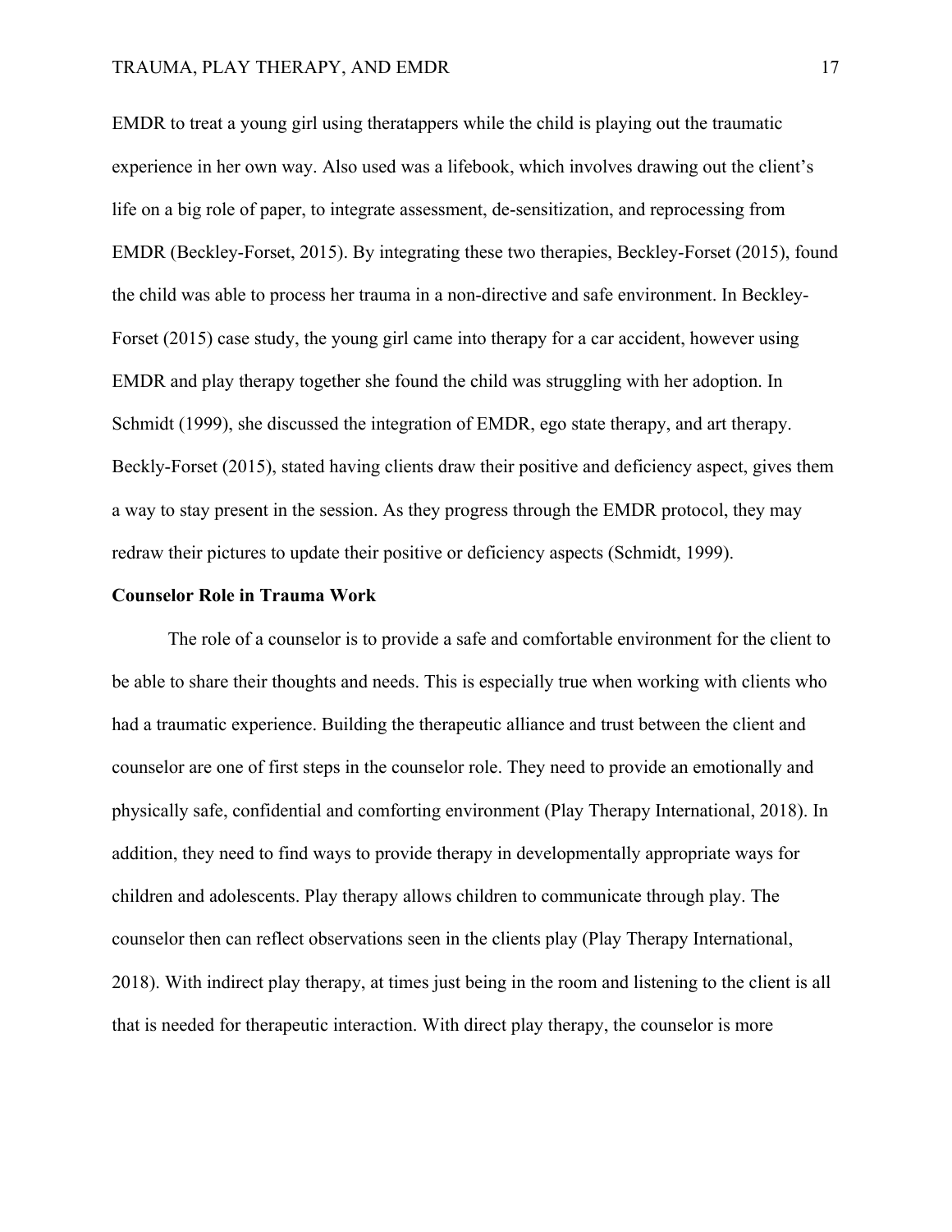EMDR to treat a young girl using theratappers while the child is playing out the traumatic experience in her own way. Also used was a lifebook, which involves drawing out the client's life on a big role of paper, to integrate assessment, de-sensitization, and reprocessing from EMDR (Beckley-Forset, 2015). By integrating these two therapies, Beckley-Forset (2015), found the child was able to process her trauma in a non-directive and safe environment. In Beckley-Forset (2015) case study, the young girl came into therapy for a car accident, however using EMDR and play therapy together she found the child was struggling with her adoption. In Schmidt (1999), she discussed the integration of EMDR, ego state therapy, and art therapy. Beckly-Forset (2015), stated having clients draw their positive and deficiency aspect, gives them a way to stay present in the session. As they progress through the EMDR protocol, they may redraw their pictures to update their positive or deficiency aspects (Schmidt, 1999).

**Counselor Role in Trauma Work**

The role of a counselor is to provide a safe and comfortable environment for the client to be able to share their thoughts and needs. This is especially true when working with clients who had a traumatic experience. Building the therapeutic alliance and trust between the client and counselor are one of first steps in the counselor role. They need to provide an emotionally and physically safe, confidential and comforting environment (Play Therapy International, 2018). In addition, they need to find ways to provide therapy in developmentally appropriate ways for children and adolescents. Play therapy allows children to communicate through play. The counselor then can reflect observations seen in the clients play (Play Therapy International, 2018). With indirect play therapy, at times just being in the room and listening to the client is all that is needed for therapeutic interaction. With direct play therapy, the counselor is more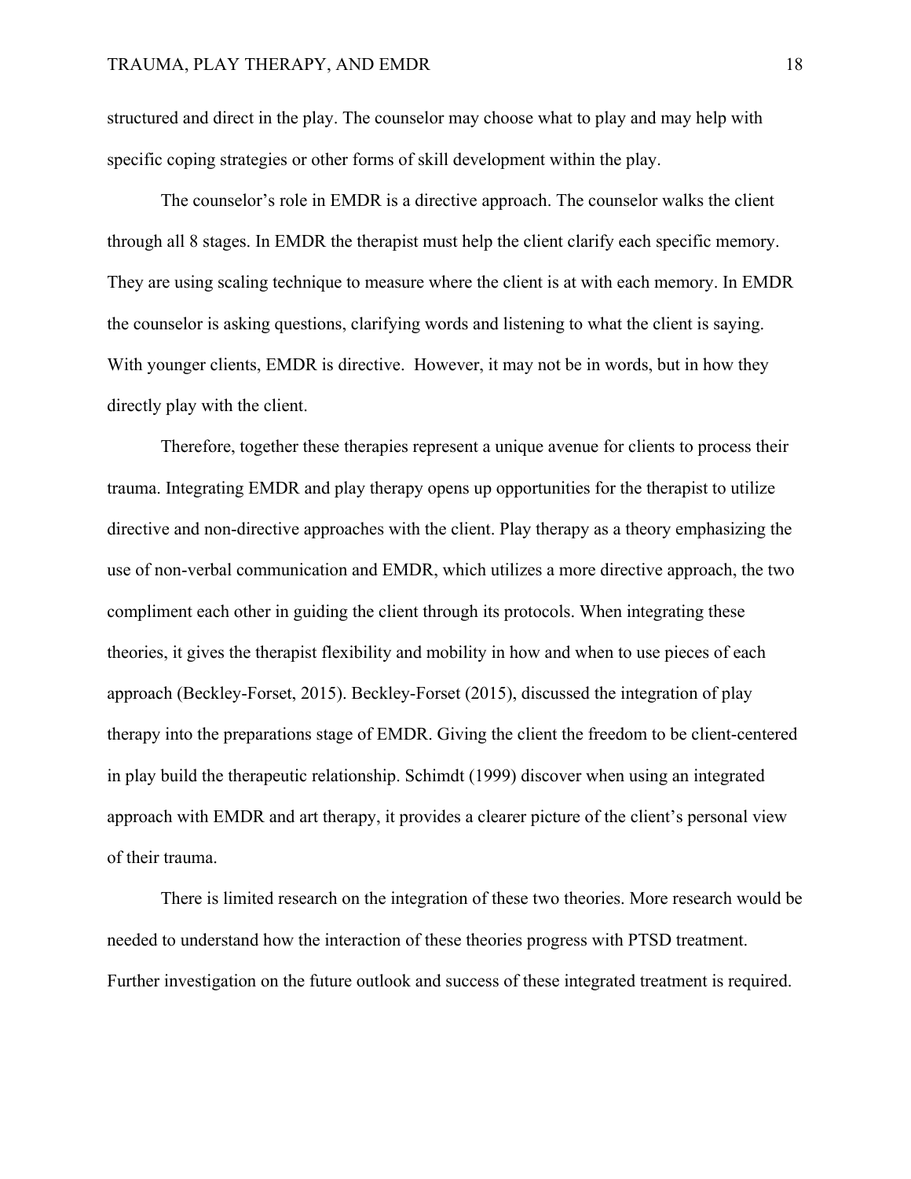structured and direct in the play. The counselor may choose what to play and may help with specific coping strategies or other forms of skill development within the play.

The counselor's role in EMDR is a directive approach. The counselor walks the client through all 8 stages. In EMDR the therapist must help the client clarify each specific memory. They are using scaling technique to measure where the client is at with each memory. In EMDR the counselor is asking questions, clarifying words and listening to what the client is saying. With younger clients, EMDR is directive. However, it may not be in words, but in how they directly play with the client.

Therefore, together these therapies represent a unique avenue for clients to process their trauma. Integrating EMDR and play therapy opens up opportunities for the therapist to utilize directive and non-directive approaches with the client. Play therapy as a theory emphasizing the use of non-verbal communication and EMDR, which utilizes a more directive approach, the two compliment each other in guiding the client through its protocols. When integrating these theories, it gives the therapist flexibility and mobility in how and when to use pieces of each approach (Beckley-Forset, 2015). Beckley-Forset (2015), discussed the integration of play therapy into the preparations stage of EMDR. Giving the client the freedom to be client-centered in play build the therapeutic relationship. Schimdt (1999) discover when using an integrated approach with EMDR and art therapy, it provides a clearer picture of the client's personal view of their trauma.

There is limited research on the integration of these two theories. More research would be needed to understand how the interaction of these theories progress with PTSD treatment. Further investigation on the future outlook and success of these integrated treatment is required.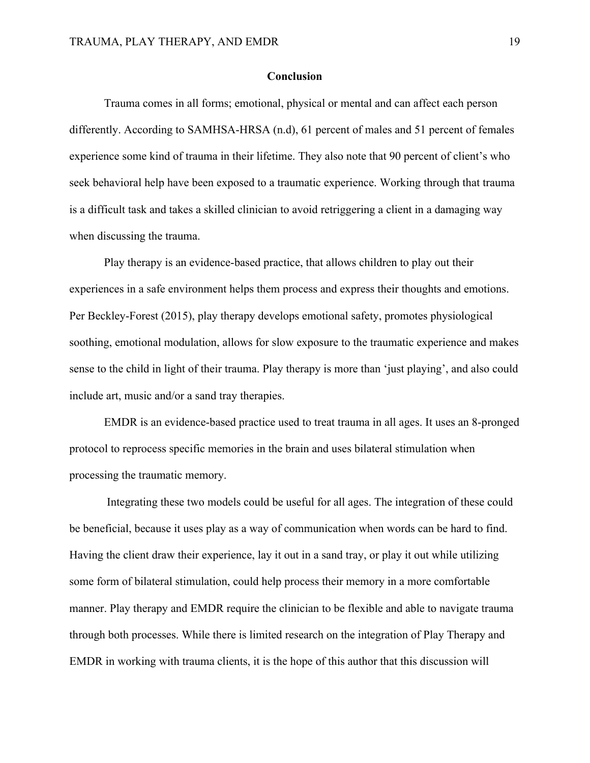## Conclusion

Trauma comes in all forms; emotional, physical or mental and can affect each person differently. According to SAMHSA-HRSA (n.d), 61 percent of males and 51 percent of females experience some kind of trauma in their lifetime. They also note that 90 percent of client's who seek behavioral help have been exposed to a traumatic experience. Working through that trauma is a difficult task and takes a skilled clinician to avoid retriggering a client in a damaging way when discussing the trauma.

Play therapy is an evidence-based practice, that allows children to play out their experiences in a safe environment helps them process and express their thoughts and emotions. Per Beckley-Forest (2015), play therapy develops emotional safety, promotes physiological soothing, emotional modulation, allows for slow exposure to the traumatic experience and makes sense to the child in light of their trauma. Play therapy is more than 'just playing', and also could include art, music and/or a sand tray therapies.

EMDR is an evidence-based practice used to treat trauma in all ages. It uses an 8-pronged protocol to reprocess specific memories in the brain and uses bilateral stimulation when processing the traumatic memory.

Integrating these two models could be useful for all ages. The integration of these could be beneficial, because it uses play as a way of communication when words can be hard to find. Having the client draw their experience, lay it out in a sand tray, or play it out while utilizing some form of bilateral stimulation, could help process their memory in a more comfortable manner. Play therapy and EMDR require the clinician to be flexible and able to navigate trauma through both processes. While there is limited research on the integration of Play Therapy and EMDR in working with trauma clients, it is the hope of this author that this discussion will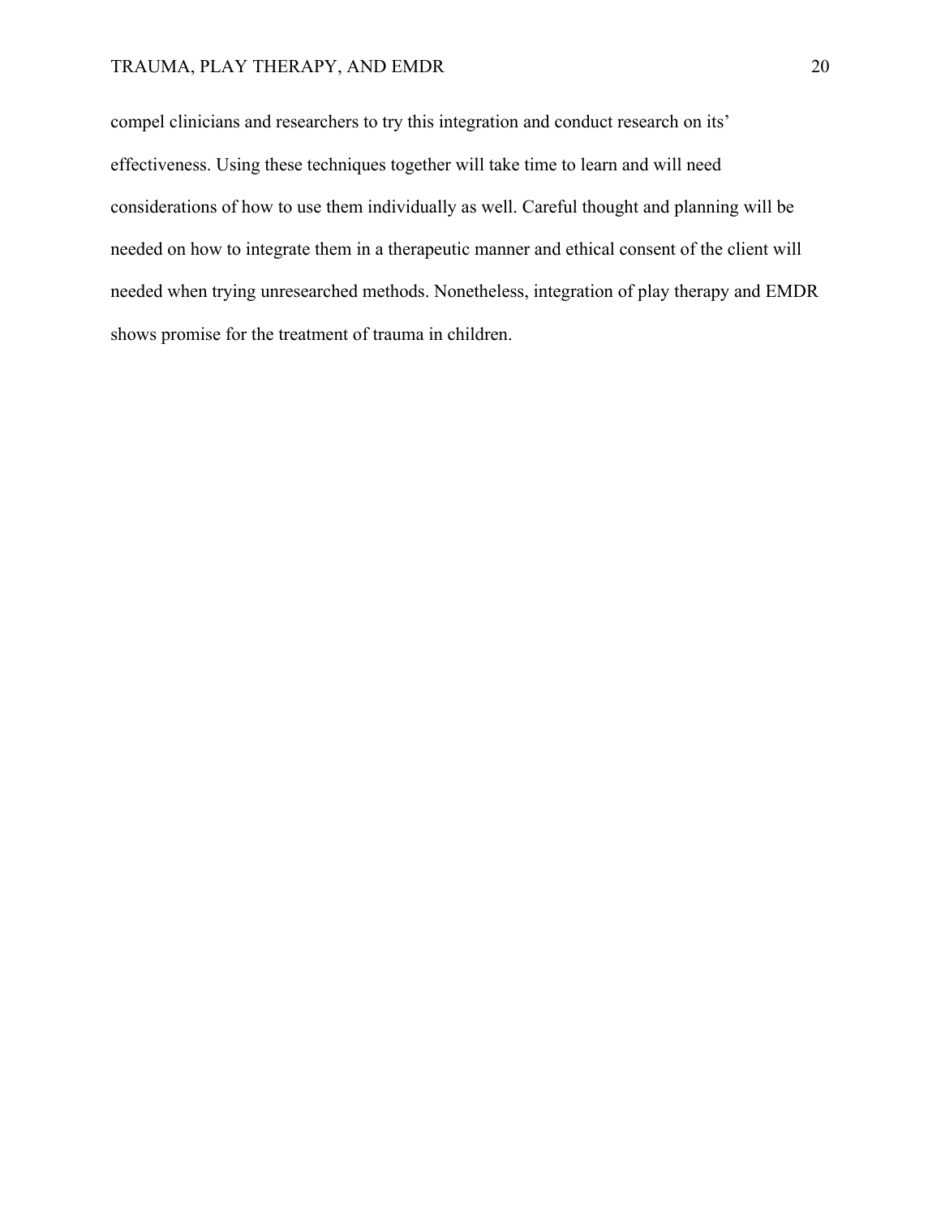compel clinicians and researchers to try this integration and conduct research on its' effectiveness. Using these techniques together will take time to learn and will need considerations of how to use them individually as well. Careful thought and planning will be needed on how to integrate them in a therapeutic manner and ethical consent of the client will needed when trying unresearched methods. Nonetheless, integration of play therapy and EMDR shows promise for the treatment of trauma in children.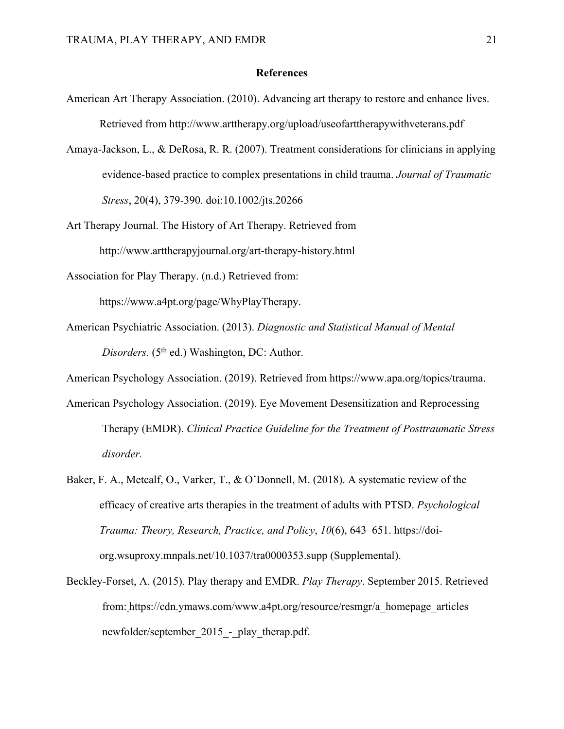## References

American Art Therapy Association. (2010). Advancing art therapy to restore and enhance lives. Retrieved from http://www.arttherapy.org/upload/useofarttherapywithveterans.pdf

Amaya-Jackson, L., & DeRosa, R. R. (2007). Treatment considerations for clinicians in applying evidence-based practice to complex presentations in child trauma. *Journal of Traumatic Stress*, 20(4), 379-390. doi:10.1002/jts.20266

Art Therapy Journal. The History of Art Therapy. Retrieved from http://www.arttherapyjournal.org/art-therapy-history.html

Association for Play Therapy. (n.d.) Retrieved from: https://www.a4pt.org/page/WhyPlayTherapy.

American Psychiatric Association. (2013). *Diagnostic and Statistical Manual of Mental Disorders.* (5th ed.) Washington, DC: Author.

American Psychology Association. (2019). Retrieved from https://www.apa.org/topics/trauma.

American Psychology Association. (2019). Eye Movement Desensitization and Reprocessing Therapy (EMDR). *Clinical Practice Guideline for the Treatment of Posttraumatic Stress disorder.*

Baker, F. A., Metcalf, O., Varker, T., & O'Donnell, M. (2018). A systematic review of the efficacy of creative arts therapies in the treatment of adults with PTSD. *Psychological Trauma: Theory, Research, Practice, and Policy*, *10*(6), 643–651. https://doi-org.wsuproxy.mnpals.net/10.1037/tra0000353.supp (Supplemental).

Beckley-Forset, A. (2015). Play therapy and EMDR. *Play Therapy*. September 2015. Retrieved from: https://cdn.ymaws.com/www.a4pt.org/resource/resmgr/a_homepage_articles newfolder/september_2015_-_play_therap.pdf.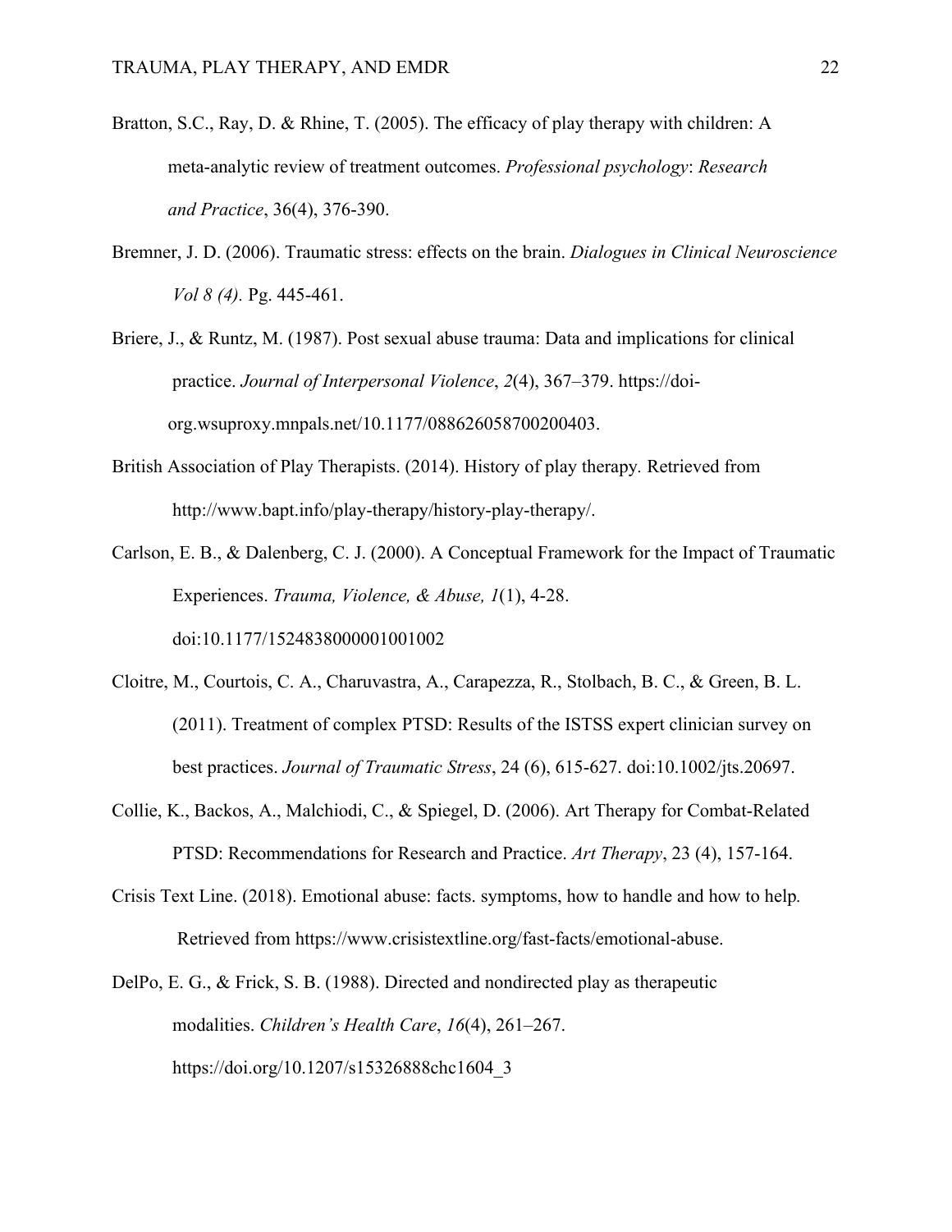Bratton, S.C., Ray, D. & Rhine, T. (2005). The efficacy of play therapy with children: A meta-analytic review of treatment outcomes. *Professional psychology*: *Research and Practice*, 36(4), 376-390.

Bremner, J. D. (2006). Traumatic stress: effects on the brain. *Dialogues in Clinical Neuroscience Vol 8 (4).* Pg. 445-461.

Briere, J., & Runtz, M. (1987). Post sexual abuse trauma: Data and implications for clinical practice. *Journal of Interpersonal Violence*, *2*(4), 367–379. https://doi-org.wsuproxy.mnpals.net/10.1177/088626058700200403.

British Association of Play Therapists. (2014). History of play therapy*.* Retrieved from http://www.bapt.info/play-therapy/history-play-therapy/.

Carlson, E. B., & Dalenberg, C. J. (2000). A Conceptual Framework for the Impact of Traumatic Experiences. *Trauma, Violence, & Abuse, 1*(1), 4-28. doi:10.1177/1524838000001001002

Cloitre, M., Courtois, C. A., Charuvastra, A., Carapezza, R., Stolbach, B. C., & Green, B. L. (2011). Treatment of complex PTSD: Results of the ISTSS expert clinician survey on best practices. *Journal of Traumatic Stress*, 24 (6), 615-627. doi:10.1002/jts.20697.

Collie, K., Backos, A., Malchiodi, C., & Spiegel, D. (2006). Art Therapy for Combat-Related PTSD: Recommendations for Research and Practice. *Art Therapy*, 23 (4), 157-164.

Crisis Text Line. (2018). Emotional abuse: facts. symptoms, how to handle and how to help*.* Retrieved from https://www.crisistextline.org/fast-facts/emotional-abuse.

DelPo, E. G., & Frick, S. B. (1988). Directed and nondirected play as therapeutic modalities. *Children's Health Care*, *16*(4), 261–267. https://doi.org/10.1207/s15326888chc1604_3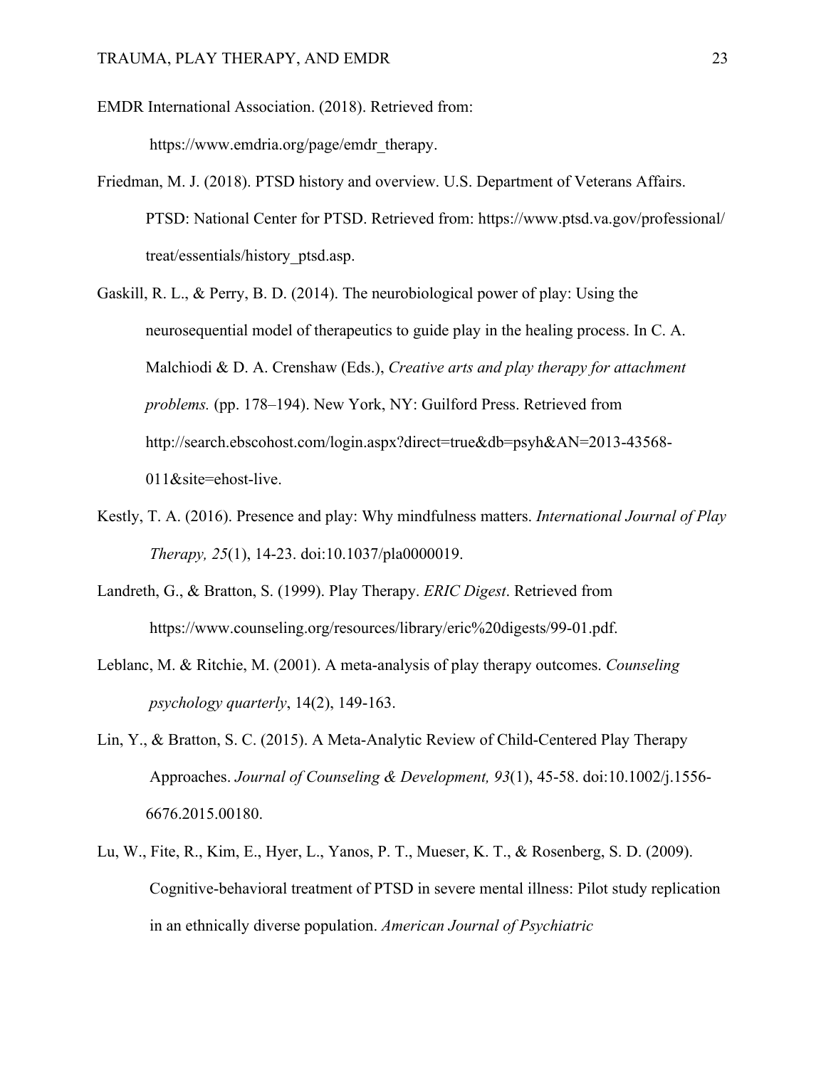EMDR International Association. (2018). Retrieved from: https://www.emdria.org/page/emdr_therapy.

Friedman, M. J. (2018). PTSD history and overview. U.S. Department of Veterans Affairs. PTSD: National Center for PTSD. Retrieved from: https://www.ptsd.va.gov/professional/treat/essentials/history_ptsd.asp.

Gaskill, R. L., & Perry, B. D. (2014). The neurobiological power of play: Using the neurosequential model of therapeutics to guide play in the healing process. In C. A. Malchiodi & D. A. Crenshaw (Eds.), *Creative arts and play therapy for attachment problems.* (pp. 178–194). New York, NY: Guilford Press. Retrieved from http://search.ebscohost.com/login.aspx?direct=true&db=psyh&AN=2013-43568-011&site=ehost-live.

Kestly, T. A. (2016). Presence and play: Why mindfulness matters. *International Journal of Play Therapy, 25*(1), 14-23. doi:10.1037/pla0000019.

Landreth, G., & Bratton, S. (1999). Play Therapy. *ERIC Digest*. Retrieved from https://www.counseling.org/resources/library/eric%20digests/99-01.pdf.

Leblanc, M. & Ritchie, M. (2001). A meta-analysis of play therapy outcomes. *Counseling psychology quarterly*, 14(2), 149-163.

Lin, Y., & Bratton, S. C. (2015). A Meta-Analytic Review of Child-Centered Play Therapy Approaches. *Journal of Counseling & Development, 93*(1), 45-58. doi:10.1002/j.1556-6676.2015.00180.

Lu, W., Fite, R., Kim, E., Hyer, L., Yanos, P. T., Mueser, K. T., & Rosenberg, S. D. (2009). Cognitive-behavioral treatment of PTSD in severe mental illness: Pilot study replication in an ethnically diverse population. *American Journal of Psychiatric*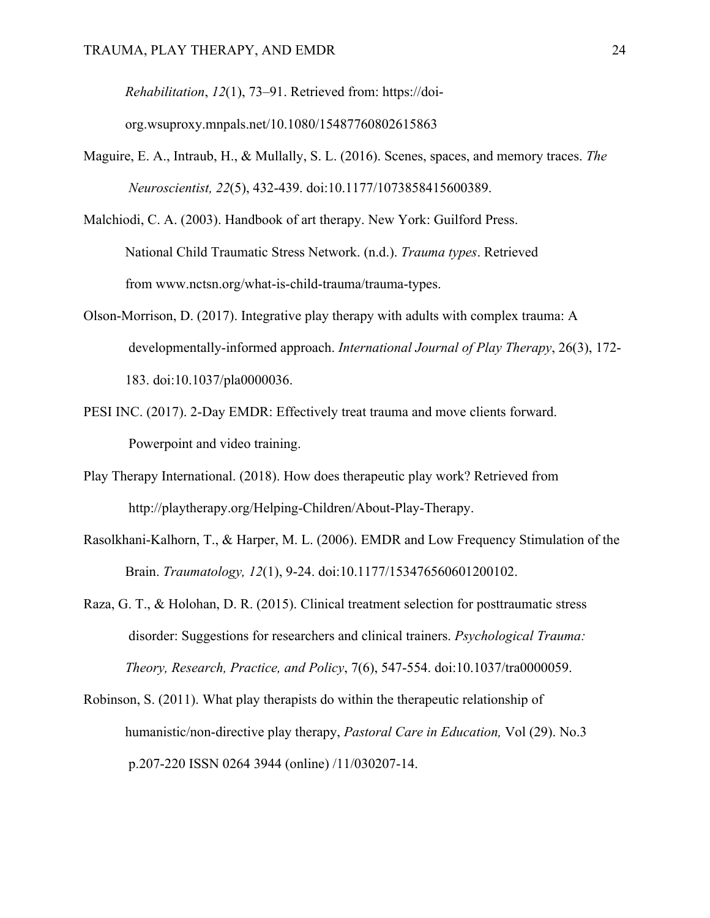*Rehabilitation*, *12*(1), 73–91. Retrieved from: https://doi-org.wsuproxy.mnpals.net/10.1080/15487760802615863

Maguire, E. A., Intraub, H., & Mullally, S. L. (2016). Scenes, spaces, and memory traces. *The Neuroscientist, 22*(5), 432-439. doi:10.1177/1073858415600389.

Malchiodi, C. A. (2003). Handbook of art therapy. New York: Guilford Press.

National Child Traumatic Stress Network. (n.d.). *Trauma types*. Retrieved from www.nctsn.org/what-is-child-trauma/trauma-types.

Olson-Morrison, D. (2017). Integrative play therapy with adults with complex trauma: A developmentally-informed approach. *International Journal of Play Therapy*, 26(3), 172-183. doi:10.1037/pla0000036.

PESI INC. (2017). 2-Day EMDR: Effectively treat trauma and move clients forward. Powerpoint and video training.

Play Therapy International. (2018). How does therapeutic play work? Retrieved from http://playtherapy.org/Helping-Children/About-Play-Therapy.

Rasolkhani-Kalhorn, T., & Harper, M. L. (2006). EMDR and Low Frequency Stimulation of the Brain. *Traumatology, 12*(1), 9-24. doi:10.1177/153476560601200102.

Raza, G. T., & Holohan, D. R. (2015). Clinical treatment selection for posttraumatic stress disorder: Suggestions for researchers and clinical trainers. *Psychological Trauma: Theory, Research, Practice, and Policy*, 7(6), 547-554. doi:10.1037/tra0000059.

Robinson, S. (2011). What play therapists do within the therapeutic relationship of humanistic/non-directive play therapy, *Pastoral Care in Education,* Vol (29). No.3 p.207-220 ISSN 0264 3944 (online) /11/030207-14.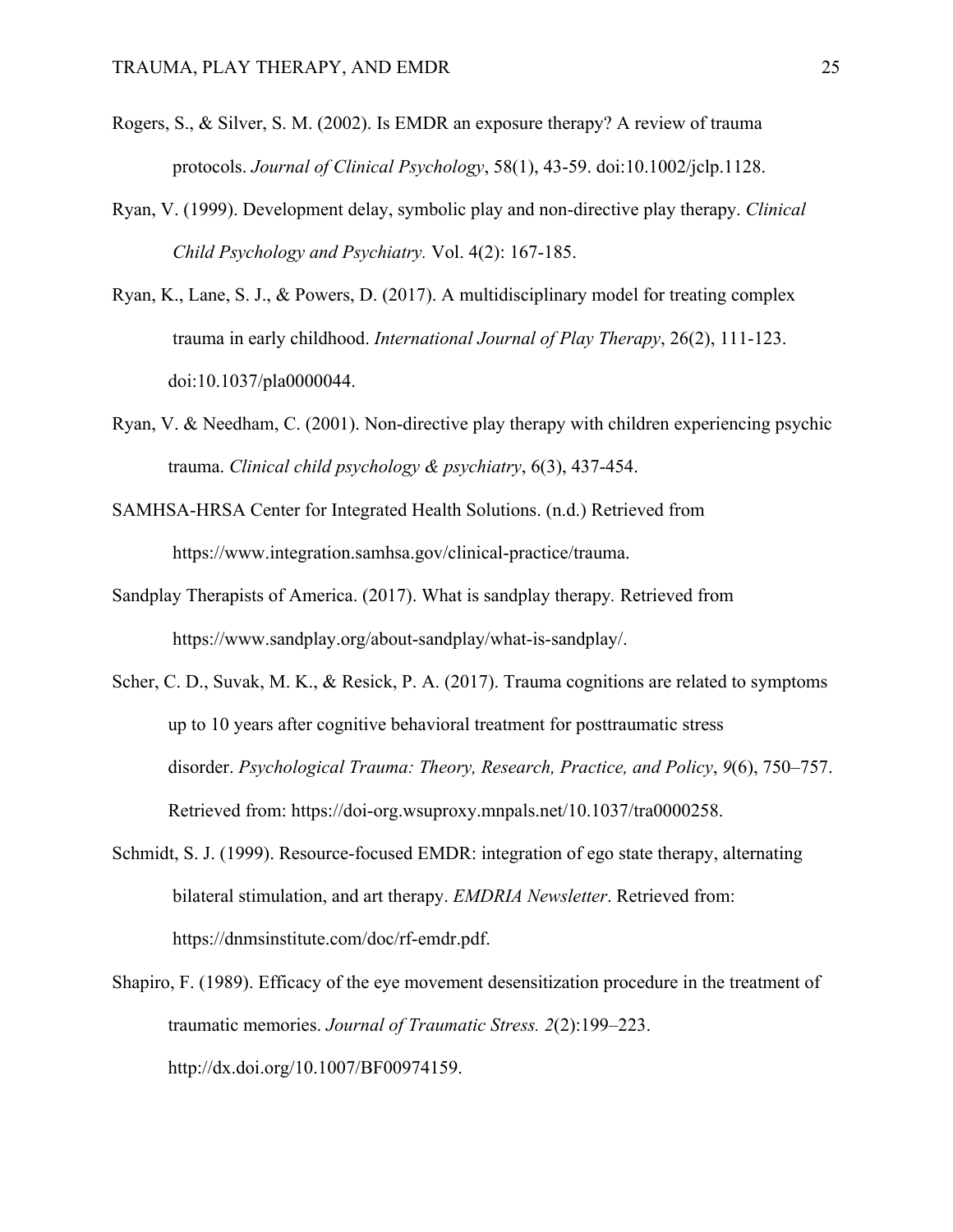Rogers, S., & Silver, S. M. (2002). Is EMDR an exposure therapy? A review of trauma protocols. *Journal of Clinical Psychology*, 58(1), 43-59. doi:10.1002/jclp.1128.

Ryan, V. (1999). Development delay, symbolic play and non-directive play therapy. *Clinical Child Psychology and Psychiatry.* Vol. 4(2): 167-185.

Ryan, K., Lane, S. J., & Powers, D. (2017). A multidisciplinary model for treating complex trauma in early childhood. *International Journal of Play Therapy*, 26(2), 111-123. doi:10.1037/pla0000044.

Ryan, V. & Needham, C. (2001). Non-directive play therapy with children experiencing psychic trauma. *Clinical child psychology & psychiatry*, 6(3), 437-454.

SAMHSA-HRSA Center for Integrated Health Solutions. (n.d.) Retrieved from https://www.integration.samhsa.gov/clinical-practice/trauma.

Sandplay Therapists of America. (2017). What is sandplay therapy*.* Retrieved from https://www.sandplay.org/about-sandplay/what-is-sandplay/.

Scher, C. D., Suvak, M. K., & Resick, P. A. (2017). Trauma cognitions are related to symptoms up to 10 years after cognitive behavioral treatment for posttraumatic stress disorder. *Psychological Trauma: Theory, Research, Practice, and Policy*, *9*(6), 750–757. Retrieved from: https://doi-org.wsuproxy.mnpals.net/10.1037/tra0000258.

Schmidt, S. J. (1999). Resource-focused EMDR: integration of ego state therapy, alternating bilateral stimulation, and art therapy. *EMDRIA Newsletter*. Retrieved from: https://dnmsinstitute.com/doc/rf-emdr.pdf.

Shapiro, F. (1989). Efficacy of the eye movement desensitization procedure in the treatment of traumatic memories. *Journal of Traumatic Stress. 2*(2):199–223. http://dx.doi.org/10.1007/BF00974159.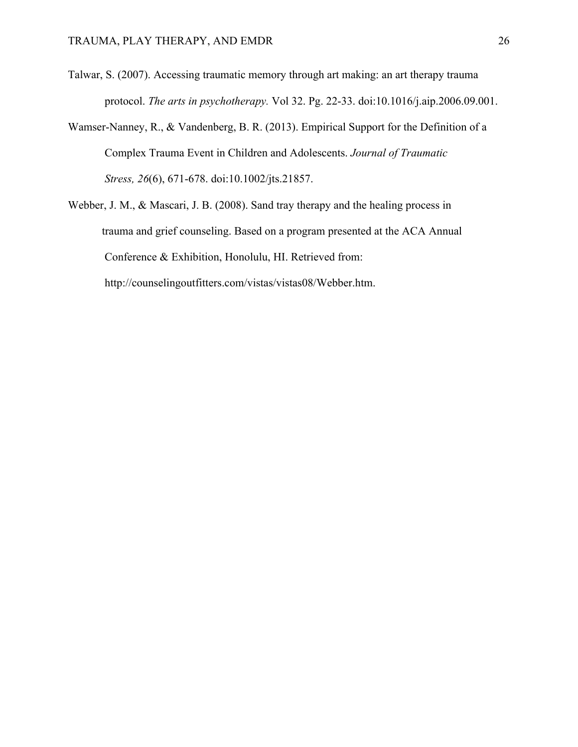Talwar, S. (2007). Accessing traumatic memory through art making: an art therapy trauma protocol. *The arts in psychotherapy.* Vol 32. Pg. 22-33. doi:10.1016/j.aip.2006.09.001.

Wamser-Nanney, R., & Vandenberg, B. R. (2013). Empirical Support for the Definition of a Complex Trauma Event in Children and Adolescents. *Journal of Traumatic Stress, 26*(6), 671-678. doi:10.1002/jts.21857.

Webber, J. M., & Mascari, J. B. (2008). Sand tray therapy and the healing process in trauma and grief counseling. Based on a program presented at the ACA Annual Conference & Exhibition, Honolulu, HI. Retrieved from: http://counselingoutfitters.com/vistas/vistas08/Webber.htm.